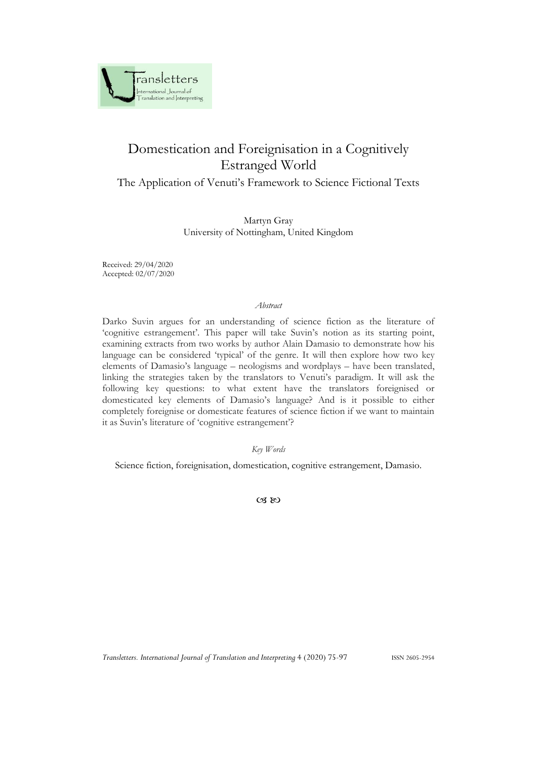# Domestication and Foreignisation in a Cognitively Estranged World

## The Application of Venuti's Framework to Science Fictional Texts

Martyn Gray
University of Nottingham, United Kingdom

Received: 29/04/2020
Accepted: 02/07/2020

*Abstract*

Darko Suvin argues for an understanding of science fiction as the literature of 'cognitive estrangement'. This paper will take Suvin's notion as its starting point, examining extracts from two works by author Alain Damasio to demonstrate how his language can be considered 'typical' of the genre. It will then explore how two key elements of Damasio's language – neologisms and wordplays – have been translated, linking the strategies taken by the translators to Venuti's paradigm. It will ask the following key questions: to what extent have the translators foreignised or domesticated key elements of Damasio's language? And is it possible to either completely foreignise or domesticate features of science fiction if we want to maintain it as Suvin's literature of 'cognitive estrangement'?

*Key Words*

Science fiction, foreignisation, domestication, cognitive estrangement, Damasio.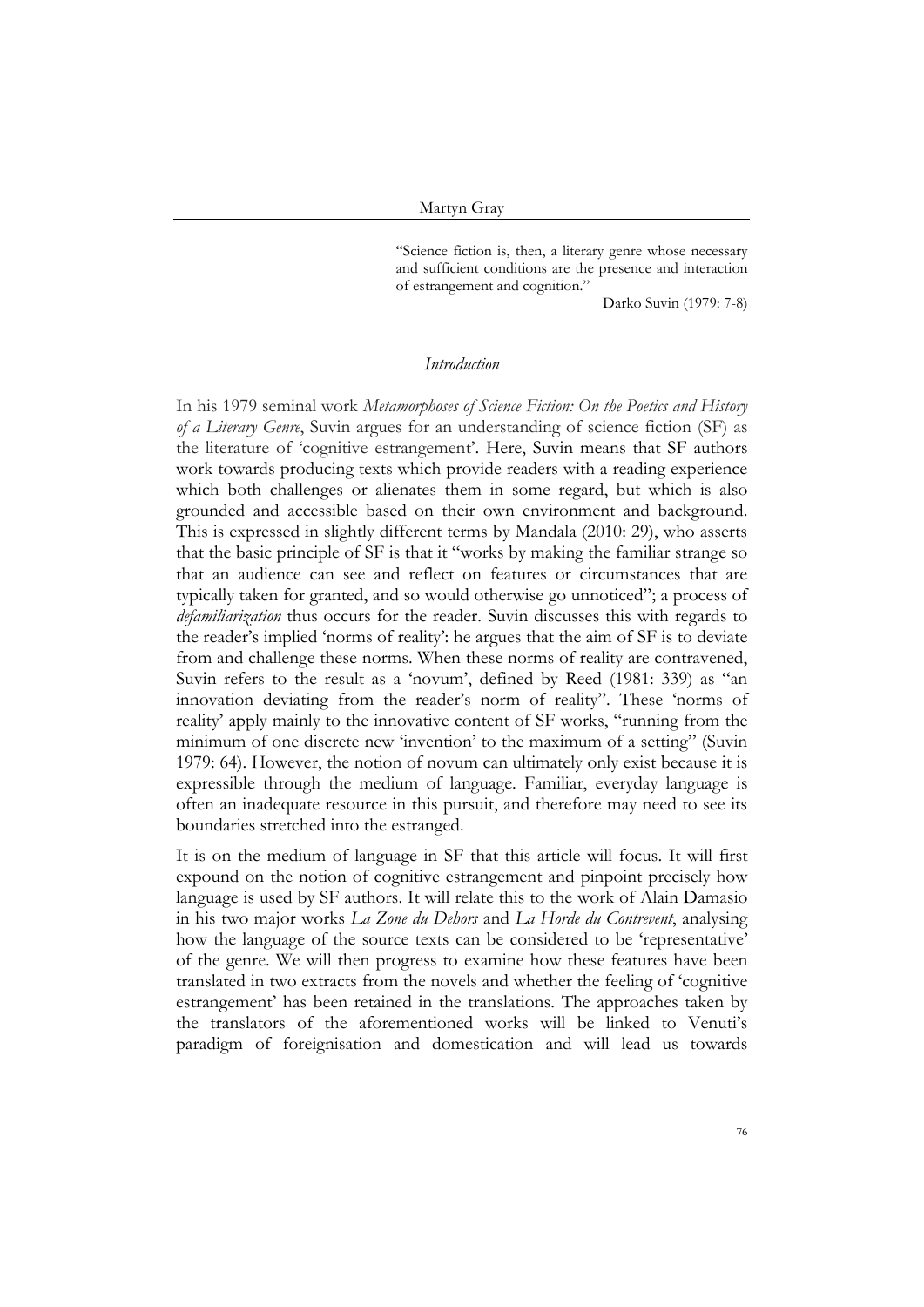> "Science fiction is, then, a literary genre whose necessary and sufficient conditions are the presence and interaction of estrangement and cognition."
>
> Darko Suvin (1979: 7-8)

## *Introduction*

In his 1979 seminal work *Metamorphoses of Science Fiction: On the Poetics and History of a Literary Genre*, Suvin argues for an understanding of science fiction (SF) as the literature of 'cognitive estrangement'. Here, Suvin means that SF authors work towards producing texts which provide readers with a reading experience which both challenges or alienates them in some regard, but which is also grounded and accessible based on their own environment and background. This is expressed in slightly different terms by Mandala (2010: 29), who asserts that the basic principle of SF is that it "works by making the familiar strange so that an audience can see and reflect on features or circumstances that are typically taken for granted, and so would otherwise go unnoticed"; a process of *defamiliarization* thus occurs for the reader. Suvin discusses this with regards to the reader's implied 'norms of reality': he argues that the aim of SF is to deviate from and challenge these norms. When these norms of reality are contravened, Suvin refers to the result as a 'novum', defined by Reed (1981: 339) as "an innovation deviating from the reader's norm of reality". These 'norms of reality' apply mainly to the innovative content of SF works, "running from the minimum of one discrete new 'invention' to the maximum of a setting" (Suvin 1979: 64). However, the notion of novum can ultimately only exist because it is expressible through the medium of language. Familiar, everyday language is often an inadequate resource in this pursuit, and therefore may need to see its boundaries stretched into the estranged.

It is on the medium of language in SF that this article will focus. It will first expound on the notion of cognitive estrangement and pinpoint precisely how language is used by SF authors. It will relate this to the work of Alain Damasio in his two major works *La Zone du Dehors* and *La Horde du Contrevent*, analysing how the language of the source texts can be considered to be 'representative' of the genre. We will then progress to examine how these features have been translated in two extracts from the novels and whether the feeling of 'cognitive estrangement' has been retained in the translations. The approaches taken by the translators of the aforementioned works will be linked to Venuti's paradigm of foreignisation and domestication and will lead us towards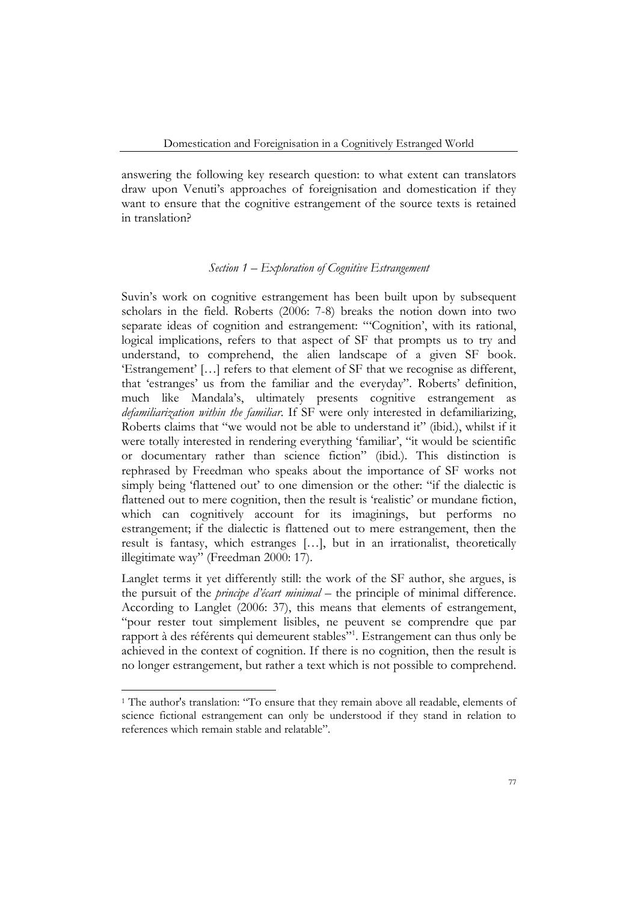answering the following key research question: to what extent can translators draw upon Venuti's approaches of foreignisation and domestication if they want to ensure that the cognitive estrangement of the source texts is retained in translation?

### *Section 1 – Exploration of Cognitive Estrangement*

Suvin's work on cognitive estrangement has been built upon by subsequent scholars in the field. Roberts (2006: 7-8) breaks the notion down into two separate ideas of cognition and estrangement: "'Cognition', with its rational, logical implications, refers to that aspect of SF that prompts us to try and understand, to comprehend, the alien landscape of a given SF book. 'Estrangement' […] refers to that element of SF that we recognise as different, that 'estranges' us from the familiar and the everyday". Roberts' definition, much like Mandala's, ultimately presents cognitive estrangement as *defamiliarization within the familiar*. If SF were only interested in defamiliarizing, Roberts claims that "we would not be able to understand it" (ibid.), whilst if it were totally interested in rendering everything 'familiar', "it would be scientific or documentary rather than science fiction" (ibid.). This distinction is rephrased by Freedman who speaks about the importance of SF works not simply being 'flattened out' to one dimension or the other: "if the dialectic is flattened out to mere cognition, then the result is 'realistic' or mundane fiction, which can cognitively account for its imaginings, but performs no estrangement; if the dialectic is flattened out to mere estrangement, then the result is fantasy, which estranges […], but in an irrationalist, theoretically illegitimate way" (Freedman 2000: 17).

Langlet terms it yet differently still: the work of the SF author, she argues, is the pursuit of the *principe d'écart minimal* – the principle of minimal difference. According to Langlet (2006: 37), this means that elements of estrangement, "pour rester tout simplement lisibles, ne peuvent se comprendre que par rapport à des référents qui demeurent stables"[1]. Estrangement can thus only be achieved in the context of cognition. If there is no cognition, then the result is no longer estrangement, but rather a text which is not possible to comprehend.

[1] The author's translation: "To ensure that they remain above all readable, elements of science fictional estrangement can only be understood if they stand in relation to references which remain stable and relatable".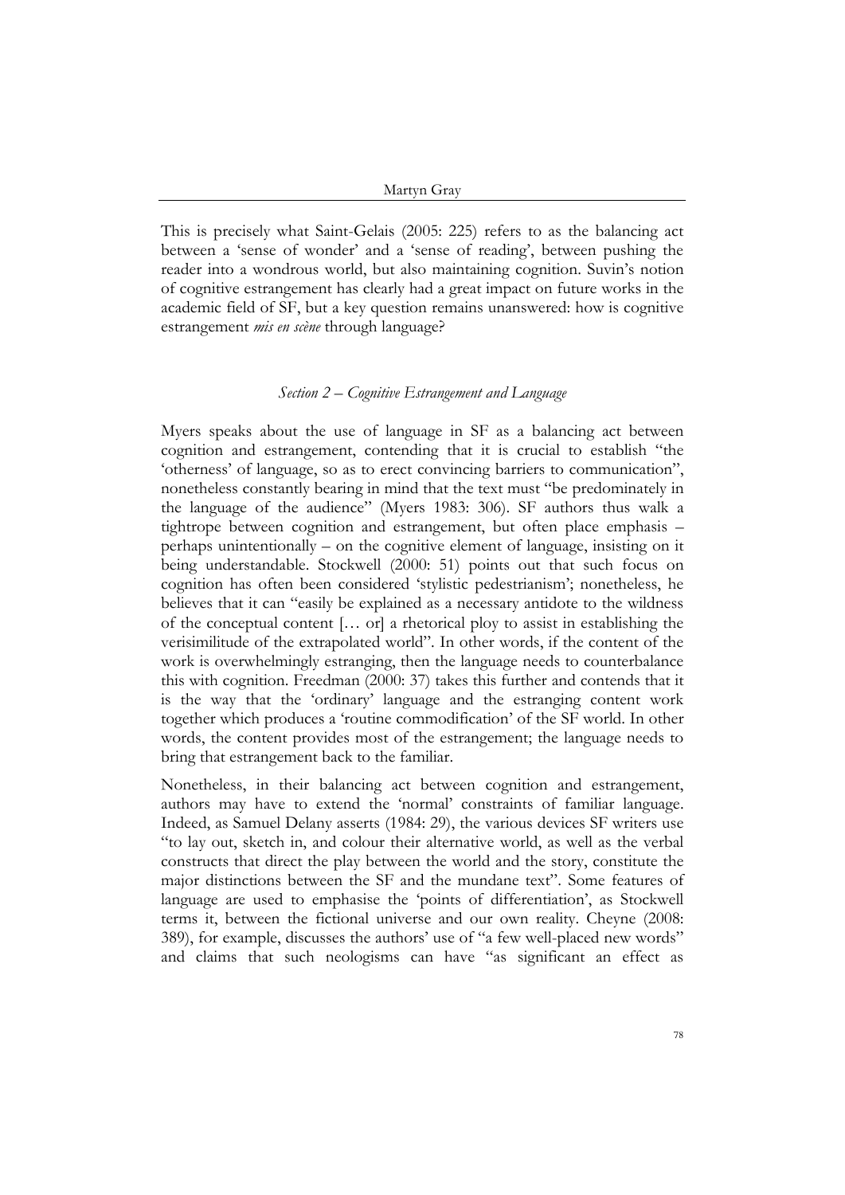This is precisely what Saint-Gelais (2005: 225) refers to as the balancing act between a 'sense of wonder' and a 'sense of reading', between pushing the reader into a wondrous world, but also maintaining cognition. Suvin's notion of cognitive estrangement has clearly had a great impact on future works in the academic field of SF, but a key question remains unanswered: how is cognitive estrangement *mis en scène* through language?

### *Section 2 – Cognitive Estrangement and Language*

Myers speaks about the use of language in SF as a balancing act between cognition and estrangement, contending that it is crucial to establish "the 'otherness' of language, so as to erect convincing barriers to communication", nonetheless constantly bearing in mind that the text must "be predominately in the language of the audience" (Myers 1983: 306). SF authors thus walk a tightrope between cognition and estrangement, but often place emphasis – perhaps unintentionally – on the cognitive element of language, insisting on it being understandable. Stockwell (2000: 51) points out that such focus on cognition has often been considered 'stylistic pedestrianism'; nonetheless, he believes that it can "easily be explained as a necessary antidote to the wildness of the conceptual content [… or] a rhetorical ploy to assist in establishing the verisimilitude of the extrapolated world". In other words, if the content of the work is overwhelmingly estranging, then the language needs to counterbalance this with cognition. Freedman (2000: 37) takes this further and contends that it is the way that the 'ordinary' language and the estranging content work together which produces a 'routine commodification' of the SF world. In other words, the content provides most of the estrangement; the language needs to bring that estrangement back to the familiar.

Nonetheless, in their balancing act between cognition and estrangement, authors may have to extend the 'normal' constraints of familiar language. Indeed, as Samuel Delany asserts (1984: 29), the various devices SF writers use "to lay out, sketch in, and colour their alternative world, as well as the verbal constructs that direct the play between the world and the story, constitute the major distinctions between the SF and the mundane text". Some features of language are used to emphasise the 'points of differentiation', as Stockwell terms it, between the fictional universe and our own reality. Cheyne (2008: 389), for example, discusses the authors' use of "a few well-placed new words" and claims that such neologisms can have "as significant an effect as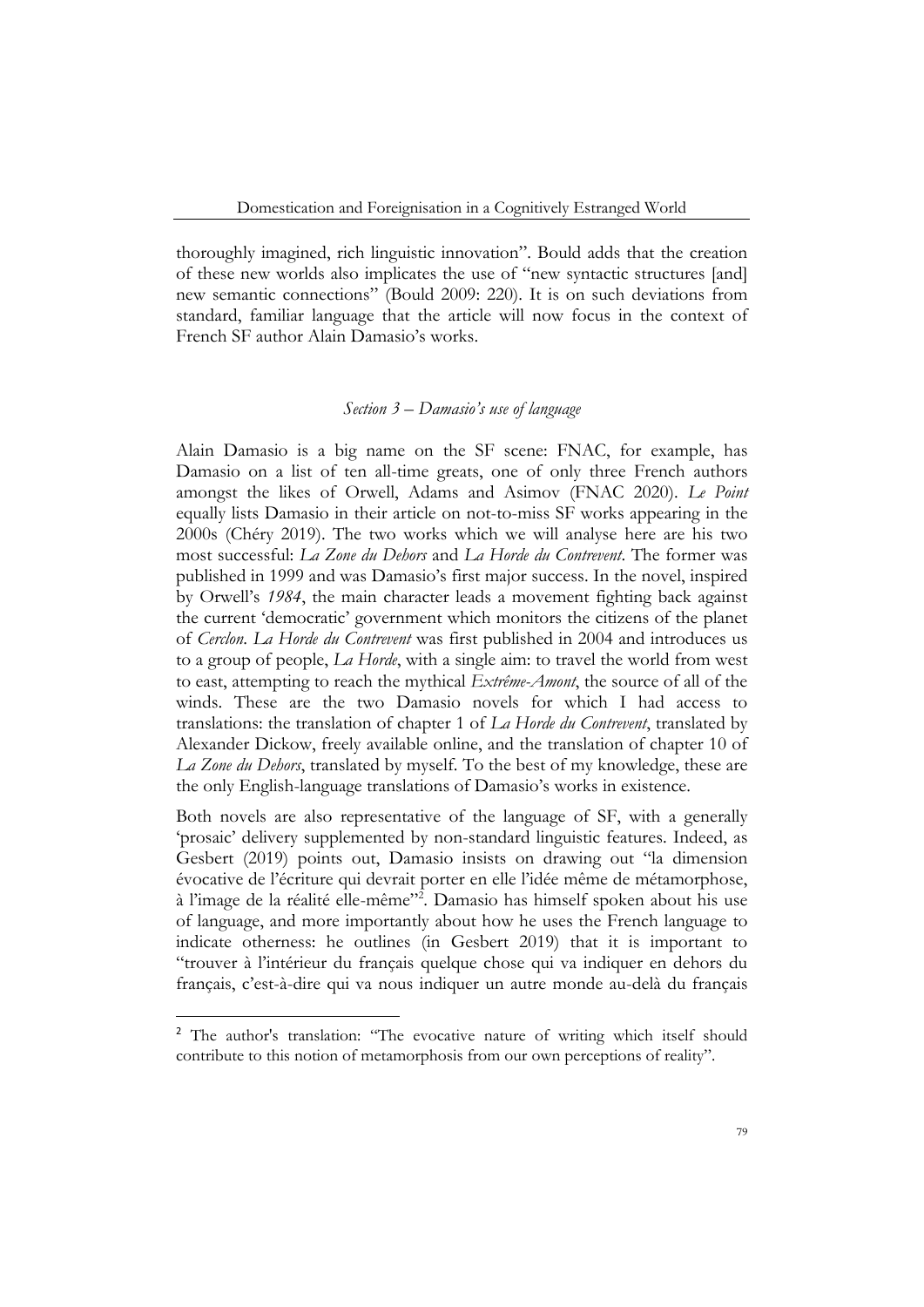thoroughly imagined, rich linguistic innovation". Bould adds that the creation of these new worlds also implicates the use of "new syntactic structures [and] new semantic connections" (Bould 2009: 220). It is on such deviations from standard, familiar language that the article will now focus in the context of French SF author Alain Damasio's works.

### *Section 3 – Damasio's use of language*

Alain Damasio is a big name on the SF scene: FNAC, for example, has Damasio on a list of ten all-time greats, one of only three French authors amongst the likes of Orwell, Adams and Asimov (FNAC 2020). *Le Point* equally lists Damasio in their article on not-to-miss SF works appearing in the 2000s (Chéry 2019). The two works which we will analyse here are his two most successful: *La Zone du Dehors* and *La Horde du Contrevent*. The former was published in 1999 and was Damasio's first major success. In the novel, inspired by Orwell's *1984*, the main character leads a movement fighting back against the current 'democratic' government which monitors the citizens of the planet of *Cerclon*. *La Horde du Contrevent* was first published in 2004 and introduces us to a group of people, *La Horde*, with a single aim: to travel the world from west to east, attempting to reach the mythical *Extrême-Amont*, the source of all of the winds. These are the two Damasio novels for which I had access to translations: the translation of chapter 1 of *La Horde du Contrevent*, translated by Alexander Dickow, freely available online, and the translation of chapter 10 of *La Zone du Dehors*, translated by myself. To the best of my knowledge, these are the only English-language translations of Damasio's works in existence.

Both novels are also representative of the language of SF, with a generally 'prosaic' delivery supplemented by non-standard linguistic features. Indeed, as Gesbert (2019) points out, Damasio insists on drawing out "la dimension évocative de l'écriture qui devrait porter en elle l'idée même de métamorphose, à l'image de la réalité elle-même"[2]. Damasio has himself spoken about his use of language, and more importantly about how he uses the French language to indicate otherness: he outlines (in Gesbert 2019) that it is important to "trouver à l'intérieur du français quelque chose qui va indiquer en dehors du français, c'est-à-dire qui va nous indiquer un autre monde au-delà du français

---

[2] The author's translation: "The evocative nature of writing which itself should contribute to this notion of metamorphosis from our own perceptions of reality".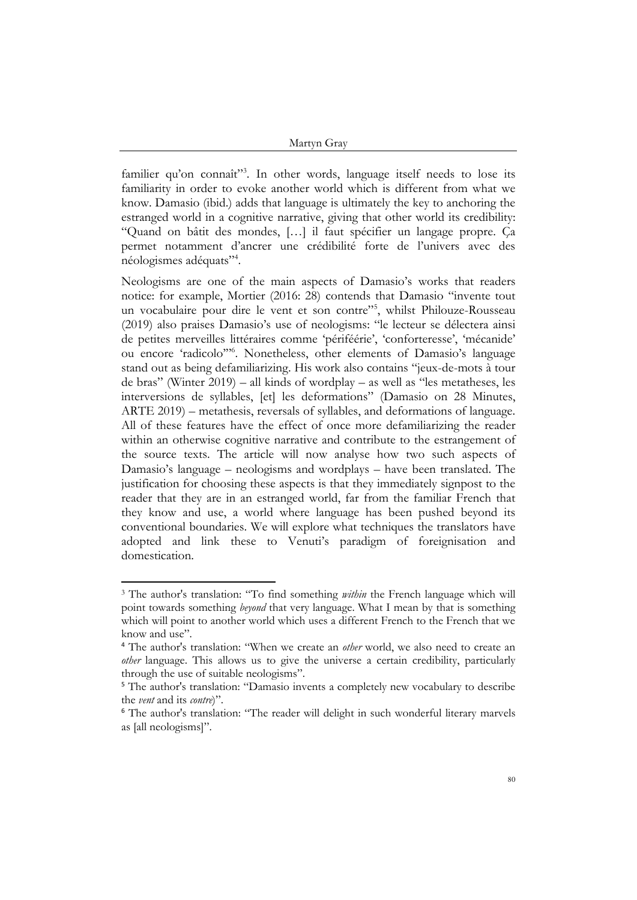familier qu'on connaît"[3]. In other words, language itself needs to lose its familiarity in order to evoke another world which is different from what we know. Damasio (ibid.) adds that language is ultimately the key to anchoring the estranged world in a cognitive narrative, giving that other world its credibility: "Quand on bâtit des mondes, […] il faut spécifier un langage propre. Ça permet notamment d'ancrer une crédibilité forte de l'univers avec des néologismes adéquats"[4].

Neologisms are one of the main aspects of Damasio's works that readers notice: for example, Mortier (2016: 28) contends that Damasio "invente tout un vocabulaire pour dire le vent et son contre"[5], whilst Philouze-Rousseau (2019) also praises Damasio's use of neologisms: "le lecteur se délectera ainsi de petites merveilles littéraires comme 'périféérie', 'conforteresse', 'mécanide' ou encore 'radicolo'"[6]. Nonetheless, other elements of Damasio's language stand out as being defamiliarizing. His work also contains "jeux-de-mots à tour de bras" (Winter 2019) – all kinds of wordplay – as well as "les metatheses, les interversions de syllables, [et] les deformations" (Damasio on 28 Minutes, ARTE 2019) – metathesis, reversals of syllables, and deformations of language. All of these features have the effect of once more defamiliarizing the reader within an otherwise cognitive narrative and contribute to the estrangement of the source texts. The article will now analyse how two such aspects of Damasio's language – neologisms and wordplays – have been translated. The justification for choosing these aspects is that they immediately signpost to the reader that they are in an estranged world, far from the familiar French that they know and use, a world where language has been pushed beyond its conventional boundaries. We will explore what techniques the translators have adopted and link these to Venuti's paradigm of foreignisation and domestication.

---

[3] The author's translation: "To find something *within* the French language which will point towards something *beyond* that very language. What I mean by that is something which will point to another world which uses a different French to the French that we know and use".

[4] The author's translation: "When we create an *other* world, we also need to create an *other* language. This allows us to give the universe a certain credibility, particularly through the use of suitable neologisms".

[5] The author's translation: "Damasio invents a completely new vocabulary to describe the *vent* and its *contre*)".

[6] The author's translation: "The reader will delight in such wonderful literary marvels as [all neologisms]".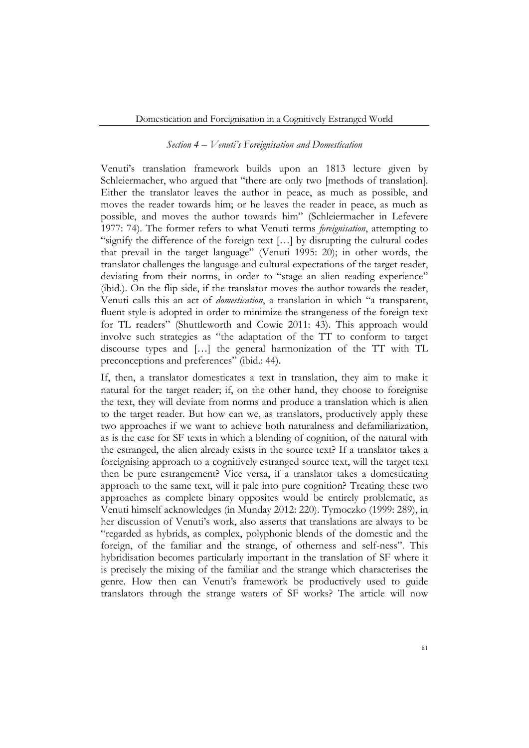### *Section 4 – Venuti's Foreignisation and Domestication*

Venuti's translation framework builds upon an 1813 lecture given by Schleiermacher, who argued that "there are only two [methods of translation]. Either the translator leaves the author in peace, as much as possible, and moves the reader towards him; or he leaves the reader in peace, as much as possible, and moves the author towards him" (Schleiermacher in Lefevere 1977: 74). The former refers to what Venuti terms *foreignisation*, attempting to "signify the difference of the foreign text […] by disrupting the cultural codes that prevail in the target language" (Venuti 1995: 20); in other words, the translator challenges the language and cultural expectations of the target reader, deviating from their norms, in order to "stage an alien reading experience" (ibid.). On the flip side, if the translator moves the author towards the reader, Venuti calls this an act of *domestication*, a translation in which "a transparent, fluent style is adopted in order to minimize the strangeness of the foreign text for TL readers" (Shuttleworth and Cowie 2011: 43). This approach would involve such strategies as "the adaptation of the TT to conform to target discourse types and […] the general harmonization of the TT with TL preconceptions and preferences" (ibid.: 44).

If, then, a translator domesticates a text in translation, they aim to make it natural for the target reader; if, on the other hand, they choose to foreignise the text, they will deviate from norms and produce a translation which is alien to the target reader. But how can we, as translators, productively apply these two approaches if we want to achieve both naturalness and defamiliarization, as is the case for SF texts in which a blending of cognition, of the natural with the estranged, the alien already exists in the source text? If a translator takes a foreignising approach to a cognitively estranged source text, will the target text then be pure estrangement? Vice versa, if a translator takes a domesticating approach to the same text, will it pale into pure cognition? Treating these two approaches as complete binary opposites would be entirely problematic, as Venuti himself acknowledges (in Munday 2012: 220). Tymoczko (1999: 289), in her discussion of Venuti's work, also asserts that translations are always to be "regarded as hybrids, as complex, polyphonic blends of the domestic and the foreign, of the familiar and the strange, of otherness and self-ness". This hybridisation becomes particularly important in the translation of SF where it is precisely the mixing of the familiar and the strange which characterises the genre. How then can Venuti's framework be productively used to guide translators through the strange waters of SF works? The article will now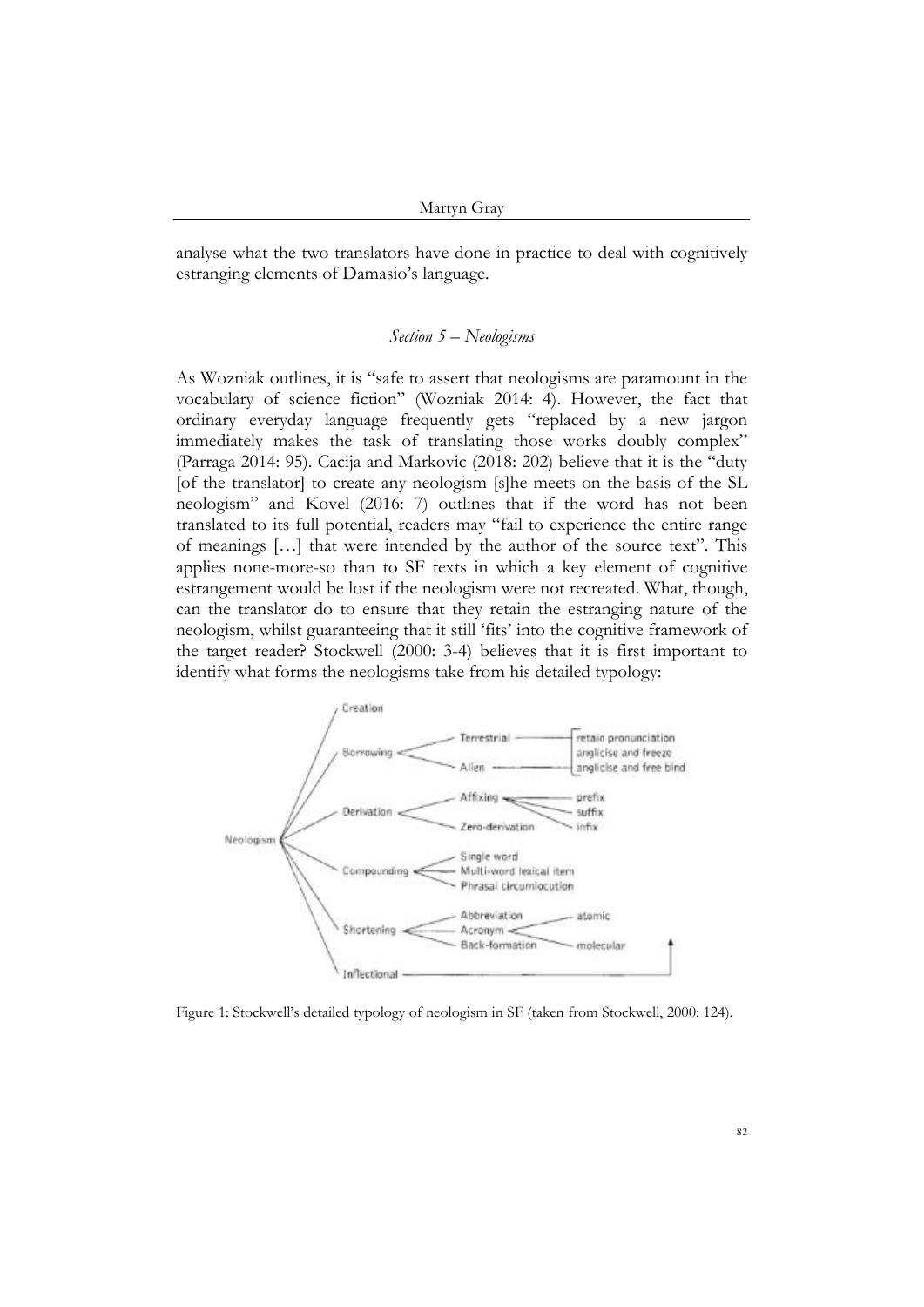analyse what the two translators have done in practice to deal with cognitively estranging elements of Damasio's language.

### *Section 5 – Neologisms*

As Wozniak outlines, it is "safe to assert that neologisms are paramount in the vocabulary of science fiction" (Wozniak 2014: 4). However, the fact that ordinary everyday language frequently gets "replaced by a new jargon immediately makes the task of translating those works doubly complex" (Parraga 2014: 95). Cacija and Markovic (2018: 202) believe that it is the "duty [of the translator] to create any neologism [s]he meets on the basis of the SL neologism" and Kovel (2016: 7) outlines that if the word has not been translated to its full potential, readers may "fail to experience the entire range of meanings […] that were intended by the author of the source text". This applies none-more-so than to SF texts in which a key element of cognitive estrangement would be lost if the neologism were not recreated. What, though, can the translator do to ensure that they retain the estranging nature of the neologism, whilst guaranteeing that it still 'fits' into the cognitive framework of the target reader? Stockwell (2000: 3-4) believes that it is first important to identify what forms the neologisms take from his detailed typology:

Figure 1: Stockwell's detailed typology of neologism in SF (taken from Stockwell, 2000: 124).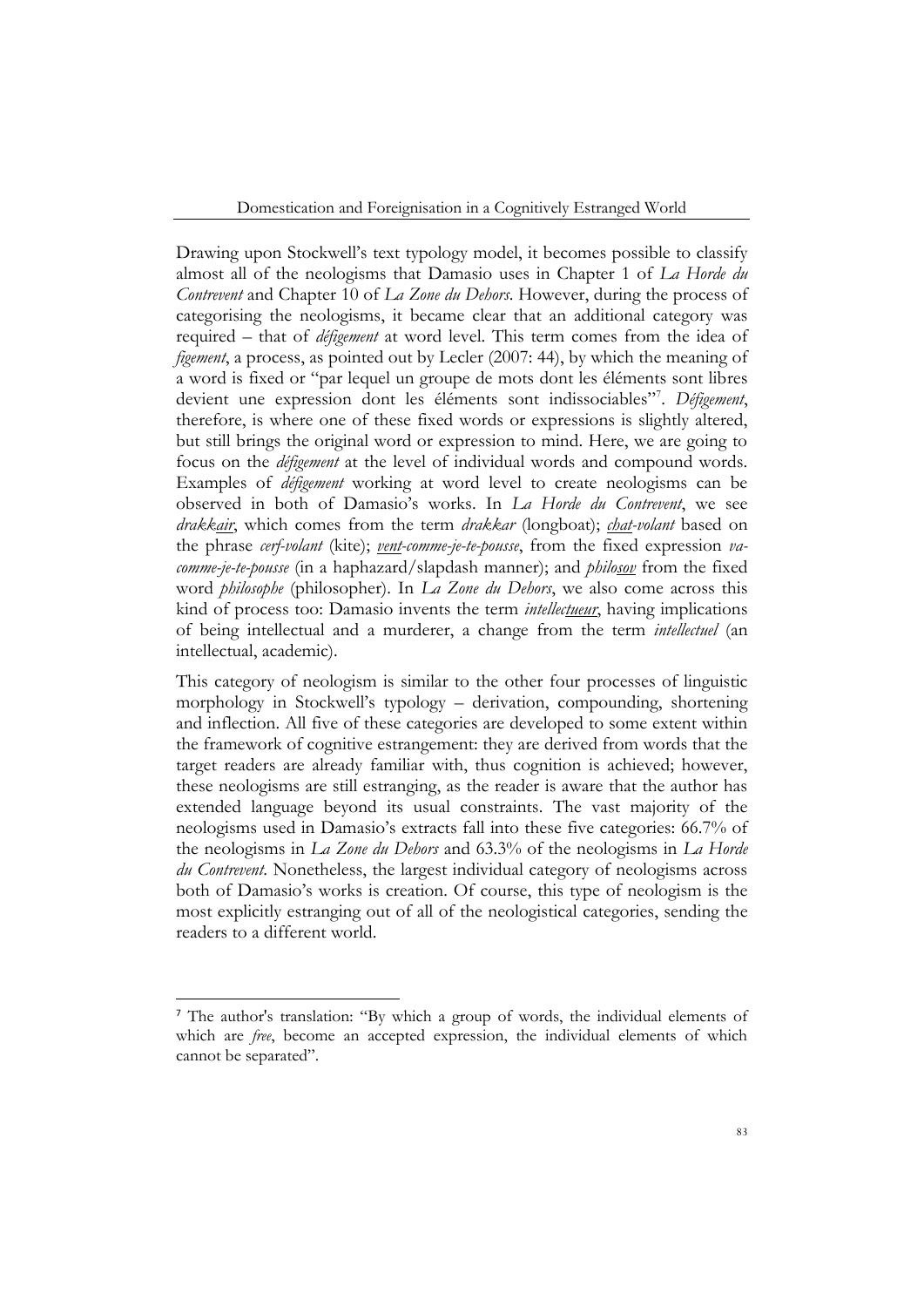Drawing upon Stockwell's text typology model, it becomes possible to classify almost all of the neologisms that Damasio uses in Chapter 1 of *La Horde du Contrevent* and Chapter 10 of *La Zone du Dehors*. However, during the process of categorising the neologisms, it became clear that an additional category was required – that of *défigement* at word level. This term comes from the idea of *figement*, a process, as pointed out by Lecler (2007: 44), by which the meaning of a word is fixed or "par lequel un groupe de mots dont les éléments sont libres devient une expression dont les éléments sont indissociables"[7]. *Défigement*, therefore, is where one of these fixed words or expressions is slightly altered, but still brings the original word or expression to mind. Here, we are going to focus on the *défigement* at the level of individual words and compound words. Examples of *défigement* working at word level to create neologisms can be observed in both of Damasio's works. In *La Horde du Contrevent*, we see *drakk<u>air</u>*, which comes from the term *drakkar* (longboat); *<u>chat</u>-volant* based on the phrase *cerf-volant* (kite); *<u>vent</u>-comme-je-te-pousse*, from the fixed expression *va-comme-je-te-pousse* (in a haphazard/slapdash manner); and *philo<u>sov</u>* from the fixed word *philosophe* (philosopher). In *La Zone du Dehors*, we also come across this kind of process too: Damasio invents the term *intellec<u>tueur</u>*, having implications of being intellectual and a murderer, a change from the term *intellectuel* (an intellectual, academic).

This category of neologism is similar to the other four processes of linguistic morphology in Stockwell's typology – derivation, compounding, shortening and inflection. All five of these categories are developed to some extent within the framework of cognitive estrangement: they are derived from words that the target readers are already familiar with, thus cognition is achieved; however, these neologisms are still estranging, as the reader is aware that the author has extended language beyond its usual constraints. The vast majority of the neologisms used in Damasio's extracts fall into these five categories: 66.7% of the neologisms in *La Zone du Dehors* and 63.3% of the neologisms in *La Horde du Contrevent*. Nonetheless, the largest individual category of neologisms across both of Damasio's works is creation. Of course, this type of neologism is the most explicitly estranging out of all of the neologistical categories, sending the readers to a different world.

---

[7] The author's translation: "By which a group of words, the individual elements of which are *free*, become an accepted expression, the individual elements of which cannot be separated".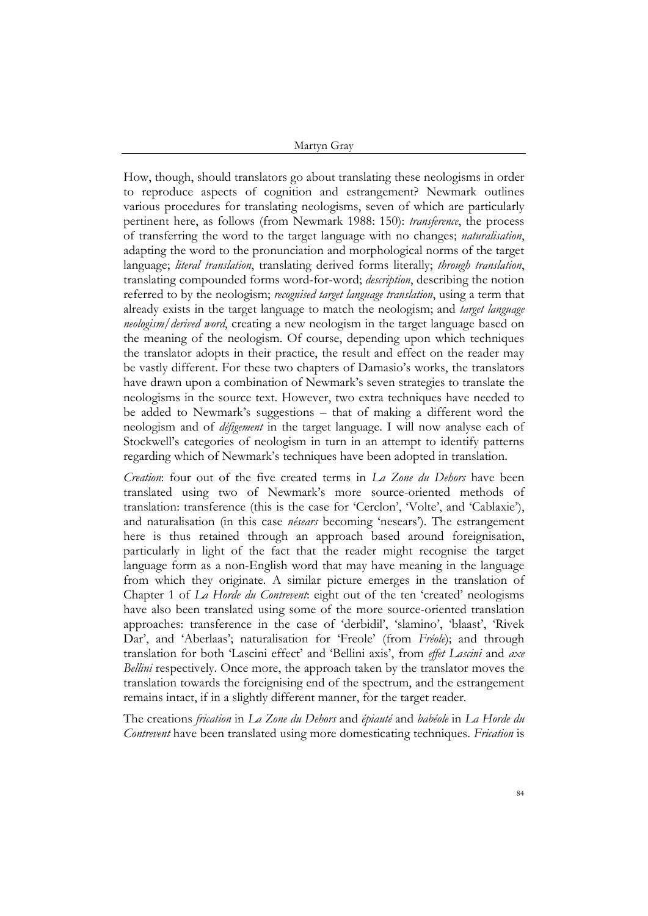How, though, should translators go about translating these neologisms in order to reproduce aspects of cognition and estrangement? Newmark outlines various procedures for translating neologisms, seven of which are particularly pertinent here, as follows (from Newmark 1988: 150): *transference*, the process of transferring the word to the target language with no changes; *naturalisation*, adapting the word to the pronunciation and morphological norms of the target language; *literal translation*, translating derived forms literally; *through translation*, translating compounded forms word-for-word; *description*, describing the notion referred to by the neologism; *recognised target language translation*, using a term that already exists in the target language to match the neologism; and *target language neologism/derived word*, creating a new neologism in the target language based on the meaning of the neologism. Of course, depending upon which techniques the translator adopts in their practice, the result and effect on the reader may be vastly different. For these two chapters of Damasio's works, the translators have drawn upon a combination of Newmark's seven strategies to translate the neologisms in the source text. However, two extra techniques have needed to be added to Newmark's suggestions – that of making a different word the neologism and of *défigement* in the target language. I will now analyse each of Stockwell's categories of neologism in turn in an attempt to identify patterns regarding which of Newmark's techniques have been adopted in translation.

*Creation*: four out of the five created terms in *La Zone du Dehors* have been translated using two of Newmark's more source-oriented methods of translation: transference (this is the case for 'Cerclon', 'Volte', and 'Cablaxie'), and naturalisation (in this case *nésears* becoming 'nesears'). The estrangement here is thus retained through an approach based around foreignisation, particularly in light of the fact that the reader might recognise the target language form as a non-English word that may have meaning in the language from which they originate. A similar picture emerges in the translation of Chapter 1 of *La Horde du Contrevent*: eight out of the ten 'created' neologisms have also been translated using some of the more source-oriented translation approaches: transference in the case of 'derbidil', 'slamino', 'blaast', 'Rivek Dar', and 'Aberlaas'; naturalisation for 'Freole' (from *Fréole*); and through translation for both 'Lascini effect' and 'Bellini axis', from *effet Lascini* and *axe Bellini* respectively. Once more, the approach taken by the translator moves the translation towards the foreignising end of the spectrum, and the estrangement remains intact, if in a slightly different manner, for the target reader.

The creations *frication* in *La Zone du Dehors* and *épiauté* and *babéole* in *La Horde du Contrevent* have been translated using more domesticating techniques. *Frication* is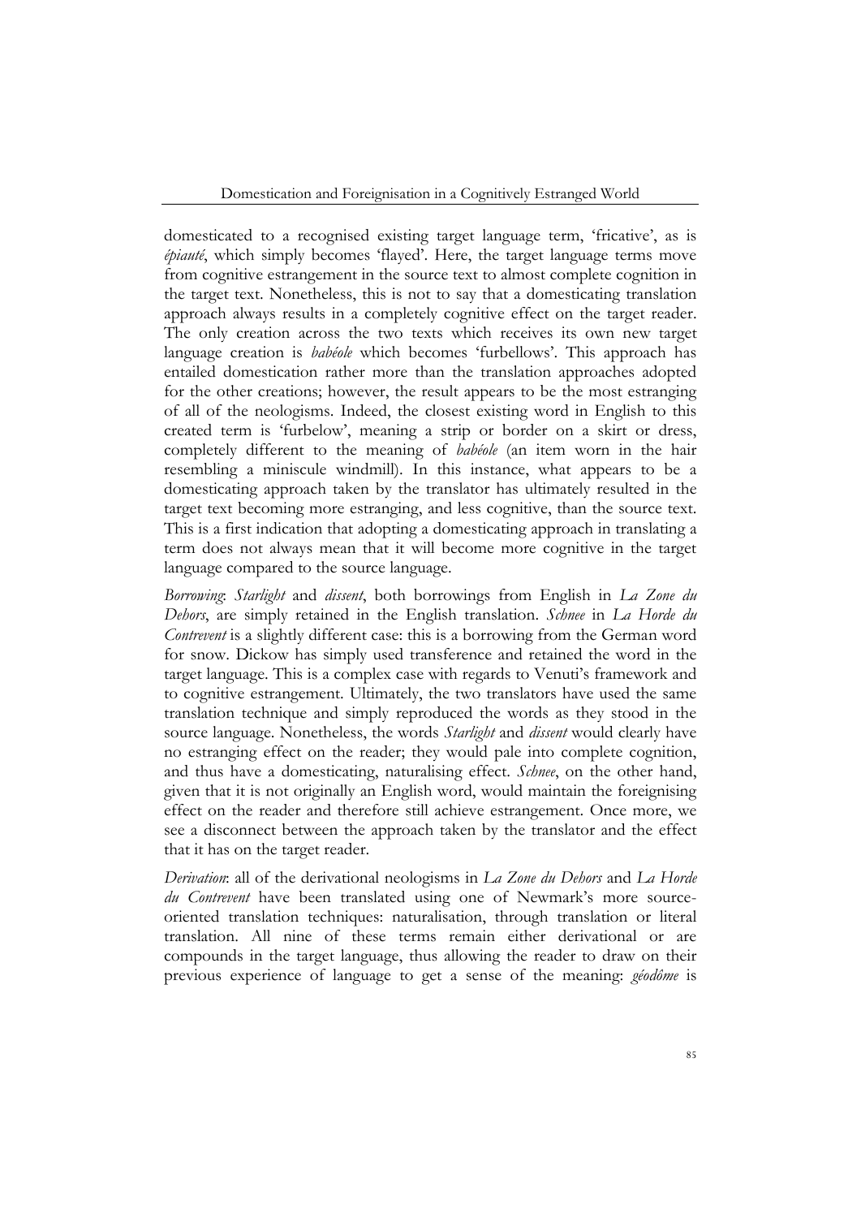domesticated to a recognised existing target language term, 'fricative', as is *épiauté*, which simply becomes 'flayed'. Here, the target language terms move from cognitive estrangement in the source text to almost complete cognition in the target text. Nonetheless, this is not to say that a domesticating translation approach always results in a completely cognitive effect on the target reader. The only creation across the two texts which receives its own new target language creation is *babéole* which becomes 'furbellows'. This approach has entailed domestication rather more than the translation approaches adopted for the other creations; however, the result appears to be the most estranging of all of the neologisms. Indeed, the closest existing word in English to this created term is 'furbelow', meaning a strip or border on a skirt or dress, completely different to the meaning of *babéole* (an item worn in the hair resembling a miniscule windmill). In this instance, what appears to be a domesticating approach taken by the translator has ultimately resulted in the target text becoming more estranging, and less cognitive, than the source text. This is a first indication that adopting a domesticating approach in translating a term does not always mean that it will become more cognitive in the target language compared to the source language.

*Borrowing*: *Starlight* and *dissent*, both borrowings from English in *La Zone du Dehors*, are simply retained in the English translation. *Schnee* in *La Horde du Contrevent* is a slightly different case: this is a borrowing from the German word for snow. Dickow has simply used transference and retained the word in the target language. This is a complex case with regards to Venuti's framework and to cognitive estrangement. Ultimately, the two translators have used the same translation technique and simply reproduced the words as they stood in the source language. Nonetheless, the words *Starlight* and *dissent* would clearly have no estranging effect on the reader; they would pale into complete cognition, and thus have a domesticating, naturalising effect. *Schnee*, on the other hand, given that it is not originally an English word, would maintain the foreignising effect on the reader and therefore still achieve estrangement. Once more, we see a disconnect between the approach taken by the translator and the effect that it has on the target reader.

*Derivation*: all of the derivational neologisms in *La Zone du Dehors* and *La Horde du Contrevent* have been translated using one of Newmark's more source-oriented translation techniques: naturalisation, through translation or literal translation. All nine of these terms remain either derivational or are compounds in the target language, thus allowing the reader to draw on their previous experience of language to get a sense of the meaning: *géodôme* is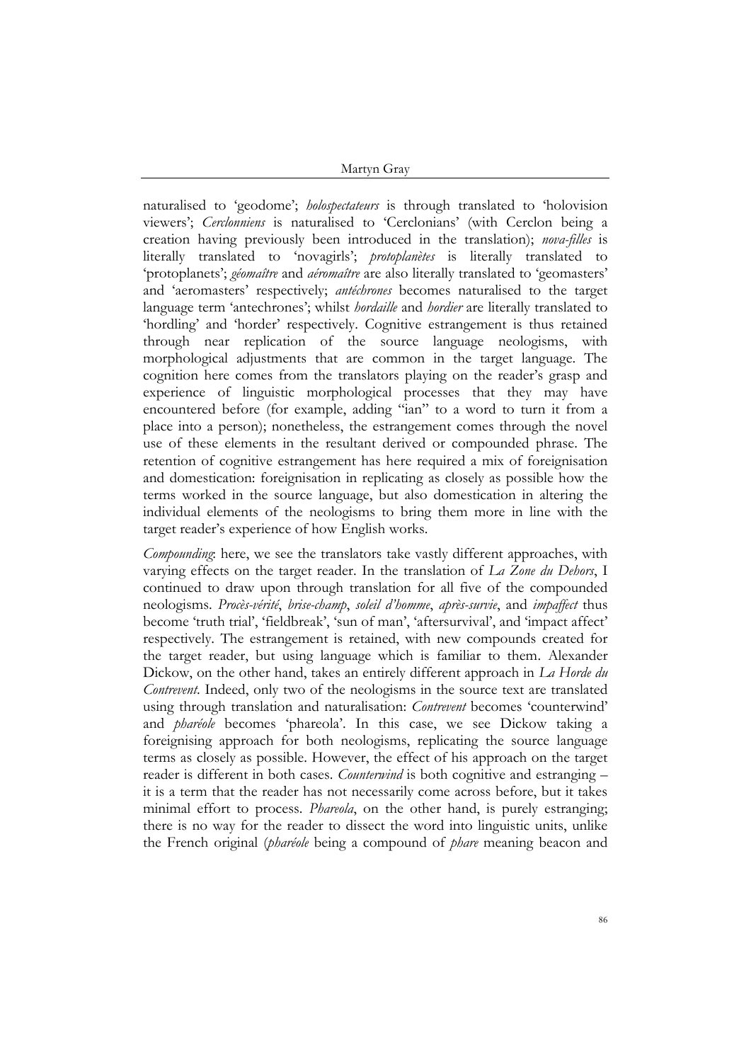naturalised to 'geodome'; *holospectateurs* is through translated to 'holovision viewers'; *Cerclonniens* is naturalised to 'Cerclonians' (with Cerclon being a creation having previously been introduced in the translation); *nova-filles* is literally translated to 'novagirls'; *protoplanètes* is literally translated to 'protoplanets'; *géomaître* and *aéromaître* are also literally translated to 'geomasters' and 'aeromasters' respectively; *antéchrones* becomes naturalised to the target language term 'antechrones'; whilst *hordaille* and *hordier* are literally translated to 'hordling' and 'horder' respectively. Cognitive estrangement is thus retained through near replication of the source language neologisms, with morphological adjustments that are common in the target language. The cognition here comes from the translators playing on the reader's grasp and experience of linguistic morphological processes that they may have encountered before (for example, adding "ian" to a word to turn it from a place into a person); nonetheless, the estrangement comes through the novel use of these elements in the resultant derived or compounded phrase. The retention of cognitive estrangement has here required a mix of foreignisation and domestication: foreignisation in replicating as closely as possible how the terms worked in the source language, but also domestication in altering the individual elements of the neologisms to bring them more in line with the target reader's experience of how English works.

*Compounding*: here, we see the translators take vastly different approaches, with varying effects on the target reader. In the translation of *La Zone du Dehors*, I continued to draw upon through translation for all five of the compounded neologisms. *Procès-vérité*, *brise-champ*, *soleil d'homme*, *après-survie*, and *impaffect* thus become 'truth trial', 'fieldbreak', 'sun of man', 'aftersurvival', and 'impact affect' respectively. The estrangement is retained, with new compounds created for the target reader, but using language which is familiar to them. Alexander Dickow, on the other hand, takes an entirely different approach in *La Horde du Contrevent*. Indeed, only two of the neologisms in the source text are translated using through translation and naturalisation: *Contrevent* becomes 'counterwind' and *pharéole* becomes 'phareola'. In this case, we see Dickow taking a foreignising approach for both neologisms, replicating the source language terms as closely as possible. However, the effect of his approach on the target reader is different in both cases. *Counterwind* is both cognitive and estranging – it is a term that the reader has not necessarily come across before, but it takes minimal effort to process. *Phareola*, on the other hand, is purely estranging; there is no way for the reader to dissect the word into linguistic units, unlike the French original (*pharéole* being a compound of *phare* meaning beacon and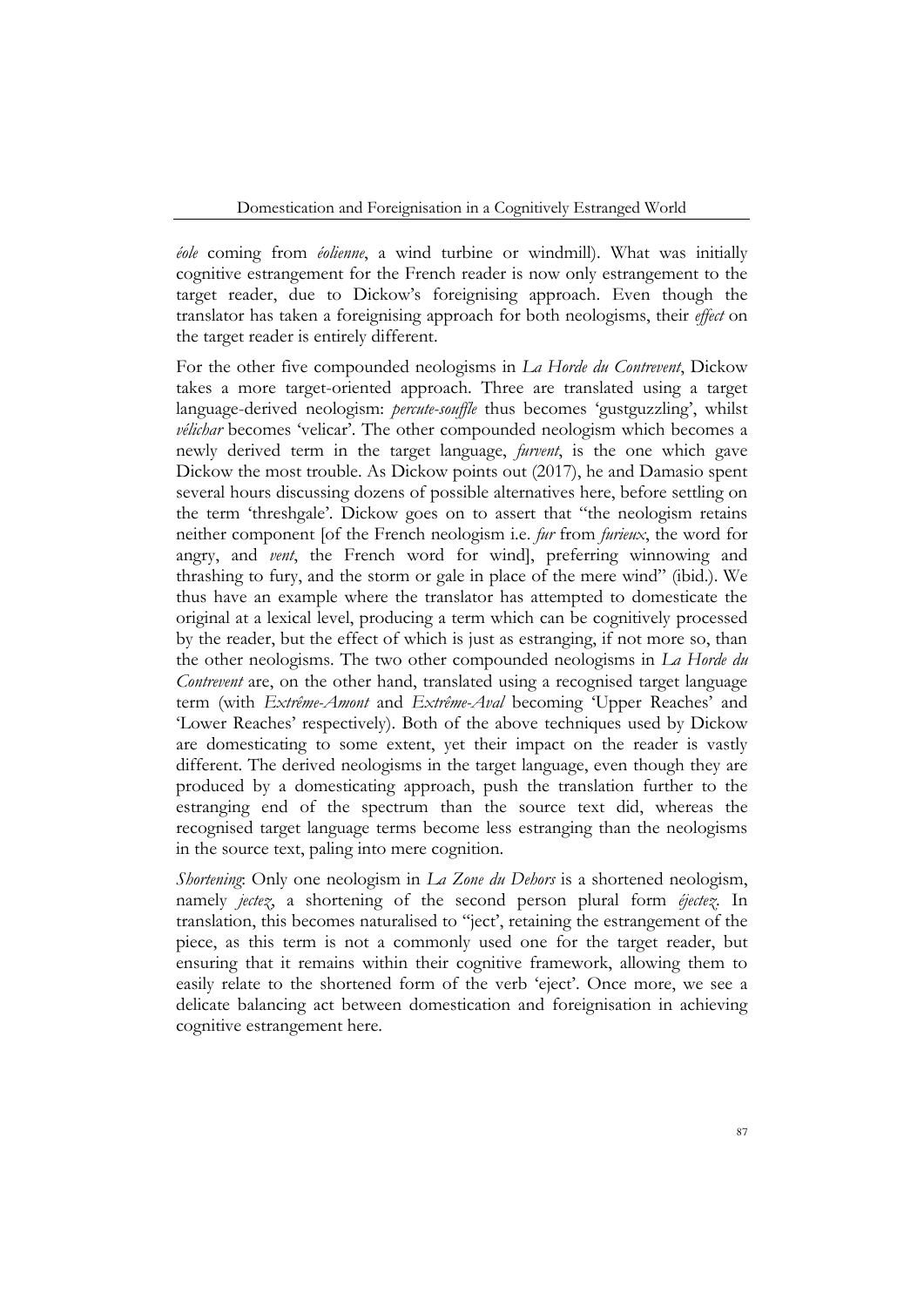*éole* coming from *éolienne*, a wind turbine or windmill). What was initially cognitive estrangement for the French reader is now only estrangement to the target reader, due to Dickow's foreignising approach. Even though the translator has taken a foreignising approach for both neologisms, their *effect* on the target reader is entirely different.

For the other five compounded neologisms in *La Horde du Contrevent*, Dickow takes a more target-oriented approach. Three are translated using a target language-derived neologism: *percute-souffle* thus becomes 'gustguzzling', whilst *vélichar* becomes 'velicar'. The other compounded neologism which becomes a newly derived term in the target language, *furvent*, is the one which gave Dickow the most trouble. As Dickow points out (2017), he and Damasio spent several hours discussing dozens of possible alternatives here, before settling on the term 'threshgale'. Dickow goes on to assert that "the neologism retains neither component [of the French neologism i.e. *fur* from *furieux*, the word for angry, and *vent*, the French word for wind], preferring winnowing and thrashing to fury, and the storm or gale in place of the mere wind" (ibid.). We thus have an example where the translator has attempted to domesticate the original at a lexical level, producing a term which can be cognitively processed by the reader, but the effect of which is just as estranging, if not more so, than the other neologisms. The two other compounded neologisms in *La Horde du Contrevent* are, on the other hand, translated using a recognised target language term (with *Extrême-Amont* and *Extrême-Aval* becoming 'Upper Reaches' and 'Lower Reaches' respectively). Both of the above techniques used by Dickow are domesticating to some extent, yet their impact on the reader is vastly different. The derived neologisms in the target language, even though they are produced by a domesticating approach, push the translation further to the estranging end of the spectrum than the source text did, whereas the recognised target language terms become less estranging than the neologisms in the source text, paling into mere cognition.

*Shortening*: Only one neologism in *La Zone du Dehors* is a shortened neologism, namely *jectez*, a shortening of the second person plural form *éjectez*. In translation, this becomes naturalised to "ject', retaining the estrangement of the piece, as this term is not a commonly used one for the target reader, but ensuring that it remains within their cognitive framework, allowing them to easily relate to the shortened form of the verb 'eject'. Once more, we see a delicate balancing act between domestication and foreignisation in achieving cognitive estrangement here.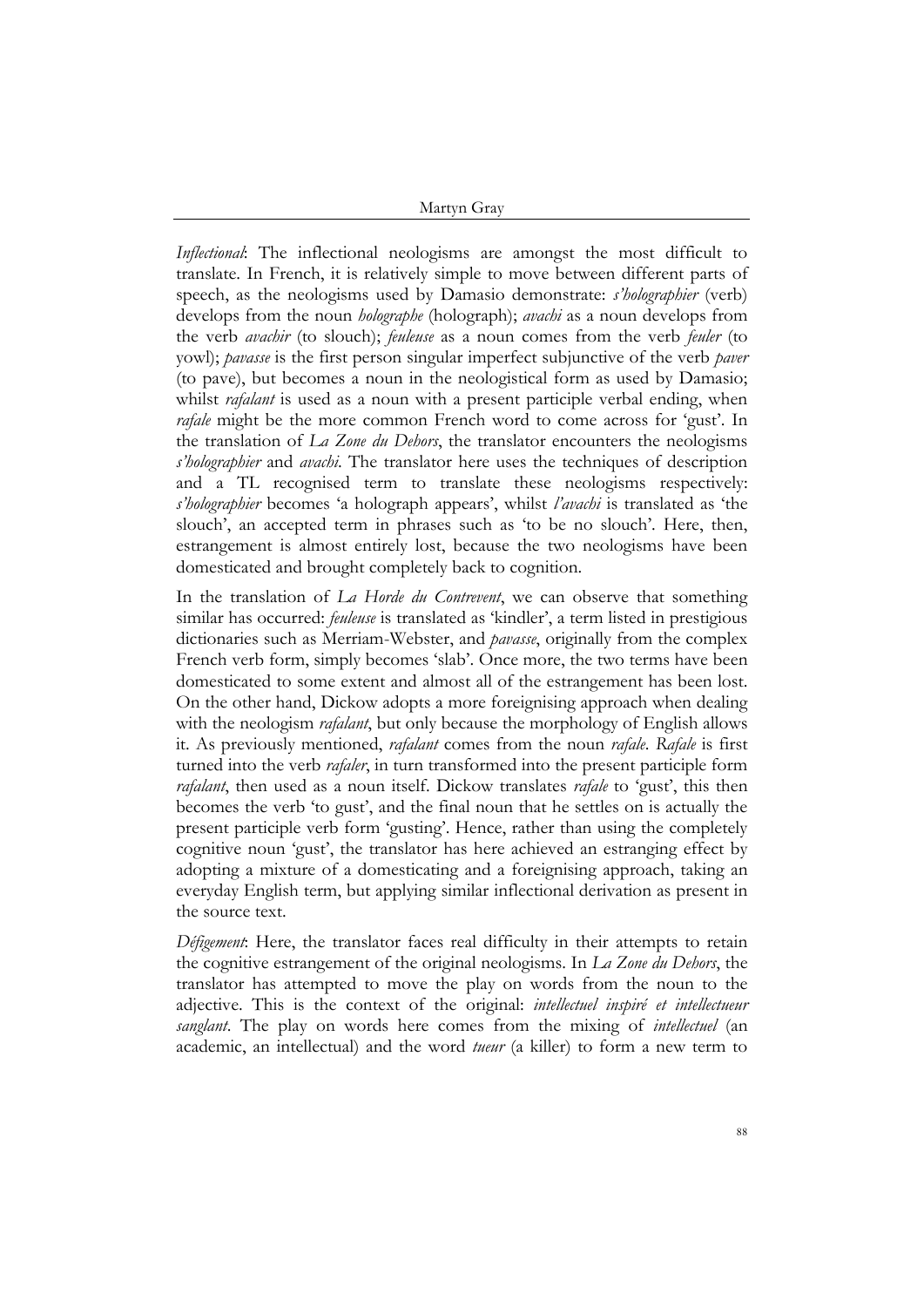*Inflectional*: The inflectional neologisms are amongst the most difficult to translate. In French, it is relatively simple to move between different parts of speech, as the neologisms used by Damasio demonstrate: *s'holographier* (verb) develops from the noun *holographe* (holograph); *avachi* as a noun develops from the verb *avachir* (to slouch); *feuleuse* as a noun comes from the verb *feuler* (to yowl); *pavasse* is the first person singular imperfect subjunctive of the verb *paver* (to pave), but becomes a noun in the neologistical form as used by Damasio; whilst *rafalant* is used as a noun with a present participle verbal ending, when *rafale* might be the more common French word to come across for 'gust'. In the translation of *La Zone du Dehors*, the translator encounters the neologisms *s'holographier* and *avachi*. The translator here uses the techniques of description and a TL recognised term to translate these neologisms respectively: *s'holographier* becomes 'a holograph appears', whilst *l'avachi* is translated as 'the slouch', an accepted term in phrases such as 'to be no slouch'. Here, then, estrangement is almost entirely lost, because the two neologisms have been domesticated and brought completely back to cognition.

In the translation of *La Horde du Contrevent*, we can observe that something similar has occurred: *feuleuse* is translated as 'kindler', a term listed in prestigious dictionaries such as Merriam-Webster, and *pavasse*, originally from the complex French verb form, simply becomes 'slab'. Once more, the two terms have been domesticated to some extent and almost all of the estrangement has been lost. On the other hand, Dickow adopts a more foreignising approach when dealing with the neologism *rafalant*, but only because the morphology of English allows it. As previously mentioned, *rafalant* comes from the noun *rafale*. *Rafale* is first turned into the verb *rafaler*, in turn transformed into the present participle form *rafalant*, then used as a noun itself. Dickow translates *rafale* to 'gust', this then becomes the verb 'to gust', and the final noun that he settles on is actually the present participle verb form 'gusting'. Hence, rather than using the completely cognitive noun 'gust', the translator has here achieved an estranging effect by adopting a mixture of a domesticating and a foreignising approach, taking an everyday English term, but applying similar inflectional derivation as present in the source text.

*Défigement*: Here, the translator faces real difficulty in their attempts to retain the cognitive estrangement of the original neologisms. In *La Zone du Dehors*, the translator has attempted to move the play on words from the noun to the adjective. This is the context of the original: *intellectuel inspiré et intellectueur sanglant*. The play on words here comes from the mixing of *intellectuel* (an academic, an intellectual) and the word *tueur* (a killer) to form a new term to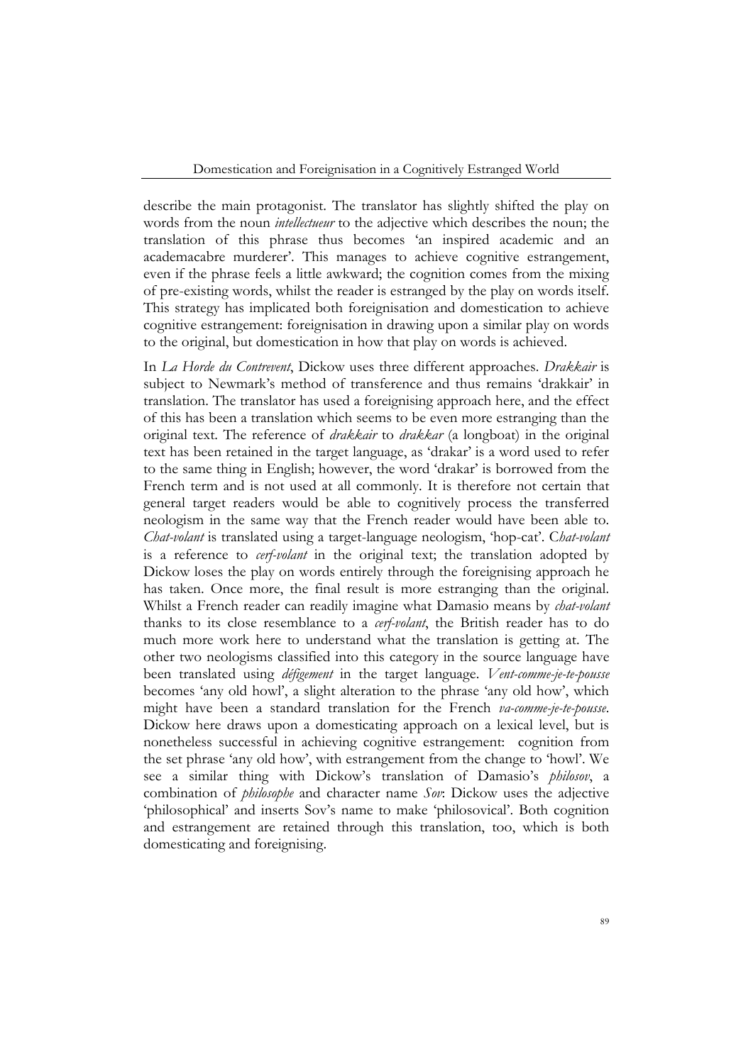describe the main protagonist. The translator has slightly shifted the play on words from the noun *intellectueur* to the adjective which describes the noun; the translation of this phrase thus becomes 'an inspired academic and an academacabre murderer'. This manages to achieve cognitive estrangement, even if the phrase feels a little awkward; the cognition comes from the mixing of pre-existing words, whilst the reader is estranged by the play on words itself. This strategy has implicated both foreignisation and domestication to achieve cognitive estrangement: foreignisation in drawing upon a similar play on words to the original, but domestication in how that play on words is achieved.

In *La Horde du Contrevent*, Dickow uses three different approaches. *Drakkair* is subject to Newmark's method of transference and thus remains 'drakkair' in translation. The translator has used a foreignising approach here, and the effect of this has been a translation which seems to be even more estranging than the original text. The reference of *drakkair* to *drakkar* (a longboat) in the original text has been retained in the target language, as 'drakar' is a word used to refer to the same thing in English; however, the word 'drakar' is borrowed from the French term and is not used at all commonly. It is therefore not certain that general target readers would be able to cognitively process the transferred neologism in the same way that the French reader would have been able to. *Chat-volant* is translated using a target-language neologism, 'hop-cat'. *Chat-volant* is a reference to *cerf-volant* in the original text; the translation adopted by Dickow loses the play on words entirely through the foreignising approach he has taken. Once more, the final result is more estranging than the original. Whilst a French reader can readily imagine what Damasio means by *chat-volant* thanks to its close resemblance to a *cerf-volant*, the British reader has to do much more work here to understand what the translation is getting at. The other two neologisms classified into this category in the source language have been translated using *défigement* in the target language. *Vent-comme-je-te-pousse* becomes 'any old howl', a slight alteration to the phrase 'any old how', which might have been a standard translation for the French *va-comme-je-te-pousse*. Dickow here draws upon a domesticating approach on a lexical level, but is nonetheless successful in achieving cognitive estrangement: cognition from the set phrase 'any old how', with estrangement from the change to 'howl'. We see a similar thing with Dickow's translation of Damasio's *philosov*, a combination of *philosophe* and character name *Sov*: Dickow uses the adjective 'philosophical' and inserts Sov's name to make 'philosovical'. Both cognition and estrangement are retained through this translation, too, which is both domesticating and foreignising.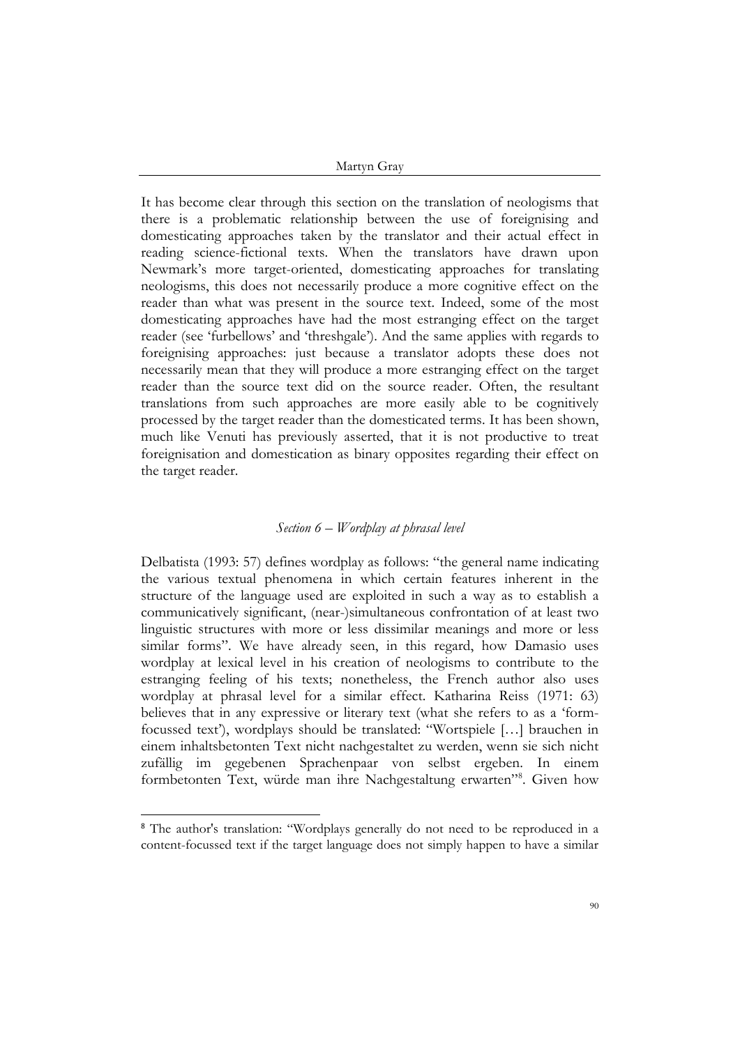It has become clear through this section on the translation of neologisms that there is a problematic relationship between the use of foreignising and domesticating approaches taken by the translator and their actual effect in reading science-fictional texts. When the translators have drawn upon Newmark's more target-oriented, domesticating approaches for translating neologisms, this does not necessarily produce a more cognitive effect on the reader than what was present in the source text. Indeed, some of the most domesticating approaches have had the most estranging effect on the target reader (see 'furbellows' and 'threshgale'). And the same applies with regards to foreignising approaches: just because a translator adopts these does not necessarily mean that they will produce a more estranging effect on the target reader than the source text did on the source reader. Often, the resultant translations from such approaches are more easily able to be cognitively processed by the target reader than the domesticated terms. It has been shown, much like Venuti has previously asserted, that it is not productive to treat foreignisation and domestication as binary opposites regarding their effect on the target reader.

## *Section 6 – Wordplay at phrasal level*

Delbatista (1993: 57) defines wordplay as follows: "the general name indicating the various textual phenomena in which certain features inherent in the structure of the language used are exploited in such a way as to establish a communicatively significant, (near-)simultaneous confrontation of at least two linguistic structures with more or less dissimilar meanings and more or less similar forms". We have already seen, in this regard, how Damasio uses wordplay at lexical level in his creation of neologisms to contribute to the estranging feeling of his texts; nonetheless, the French author also uses wordplay at phrasal level for a similar effect. Katharina Reiss (1971: 63) believes that in any expressive or literary text (what she refers to as a 'form-focussed text'), wordplays should be translated: "Wortspiele […] brauchen in einem inhaltsbetonten Text nicht nachgestaltet zu werden, wenn sie sich nicht zufällig im gegebenen Sprachenpaar von selbst ergeben. In einem formbetonten Text, würde man ihre Nachgestaltung erwarten"[8]. Given how

---

[8] The author's translation: "Wordplays generally do not need to be reproduced in a content-focussed text if the target language does not simply happen to have a similar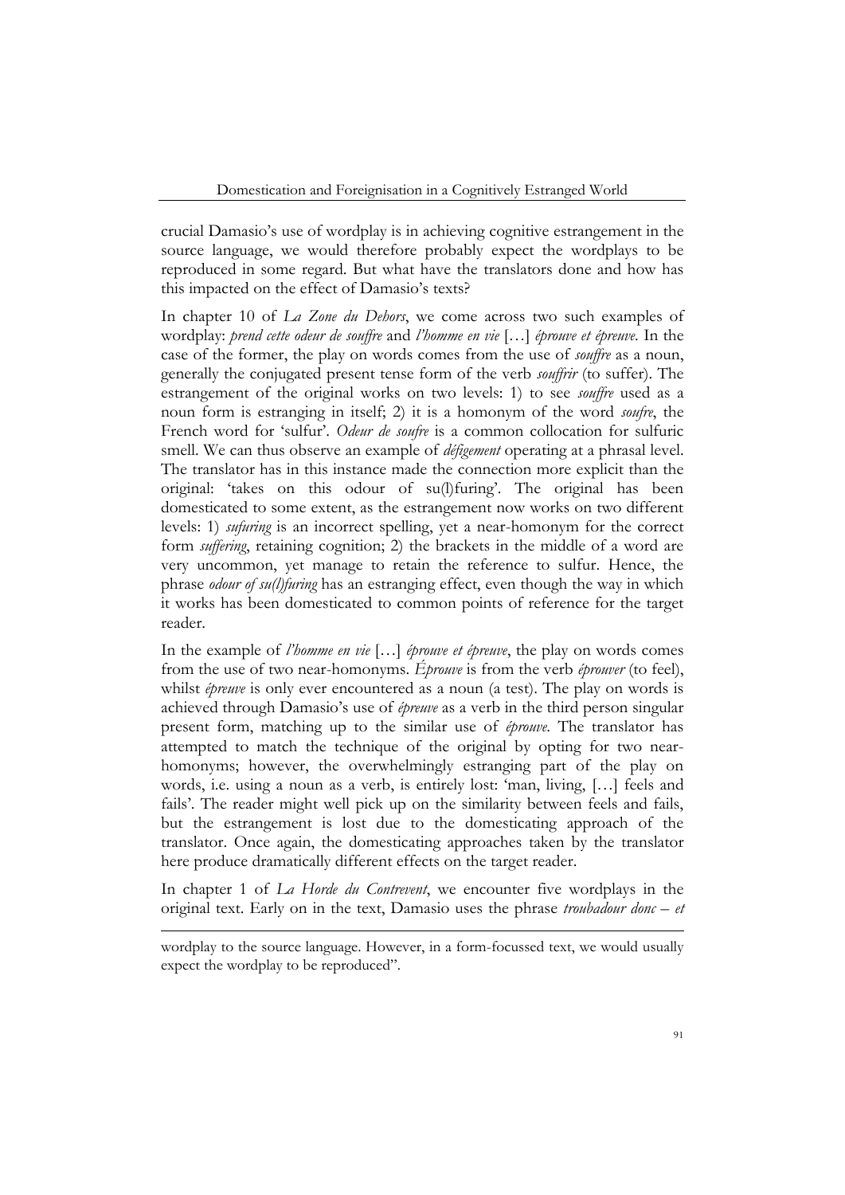crucial Damasio's use of wordplay is in achieving cognitive estrangement in the source language, we would therefore probably expect the wordplays to be reproduced in some regard. But what have the translators done and how has this impacted on the effect of Damasio's texts?

In chapter 10 of *La Zone du Dehors*, we come across two such examples of wordplay: *prend cette odeur de souffre* and *l'homme en vie* […] *éprouve et épreuve*. In the case of the former, the play on words comes from the use of *souffre* as a noun, generally the conjugated present tense form of the verb *souffrir* (to suffer). The estrangement of the original works on two levels: 1) to see *souffre* used as a noun form is estranging in itself; 2) it is a homonym of the word *soufre*, the French word for 'sulfur'. *Odeur de soufre* is a common collocation for sulfuric smell. We can thus observe an example of *défigement* operating at a phrasal level. The translator has in this instance made the connection more explicit than the original: 'takes on this odour of su(l)furing'. The original has been domesticated to some extent, as the estrangement now works on two different levels: 1) *sufuring* is an incorrect spelling, yet a near-homonym for the correct form *suffering*, retaining cognition; 2) the brackets in the middle of a word are very uncommon, yet manage to retain the reference to sulfur. Hence, the phrase *odour of su(l)furing* has an estranging effect, even though the way in which it works has been domesticated to common points of reference for the target reader.

In the example of *l'homme en vie* […] *éprouve et épreuve*, the play on words comes from the use of two near-homonyms. *Éprouve* is from the verb *éprouver* (to feel), whilst *épreuve* is only ever encountered as a noun (a test). The play on words is achieved through Damasio's use of *épreuve* as a verb in the third person singular present form, matching up to the similar use of *éprouve*. The translator has attempted to match the technique of the original by opting for two near-homonyms; however, the overwhelmingly estranging part of the play on words, i.e. using a noun as a verb, is entirely lost: 'man, living, […] feels and fails'. The reader might well pick up on the similarity between feels and fails, but the estrangement is lost due to the domesticating approach of the translator. Once again, the domesticating approaches taken by the translator here produce dramatically different effects on the target reader.

In chapter 1 of *La Horde du Contrevent*, we encounter five wordplays in the original text. Early on in the text, Damasio uses the phrase *troubadour donc – et*

---

wordplay to the source language. However, in a form-focussed text, we would usually expect the wordplay to be reproduced".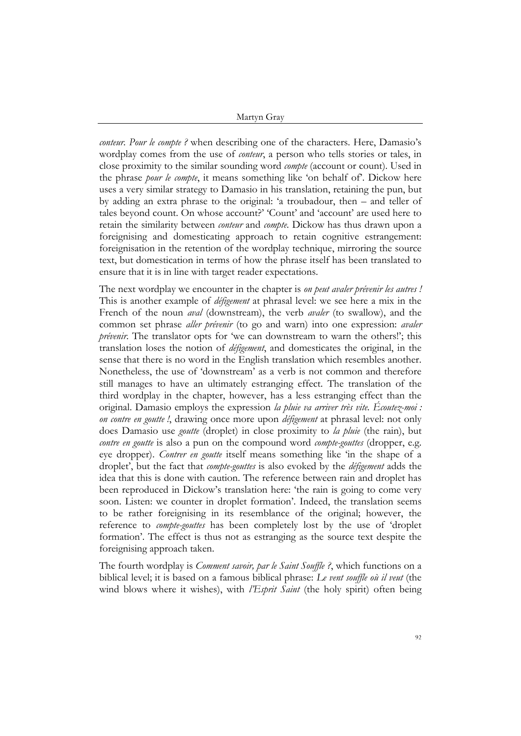*conteur. Pour le compte ?* when describing one of the characters. Here, Damasio's wordplay comes from the use of *conteur*, a person who tells stories or tales, in close proximity to the similar sounding word *compte* (account or count). Used in the phrase *pour le compte*, it means something like 'on behalf of'. Dickow here uses a very similar strategy to Damasio in his translation, retaining the pun, but by adding an extra phrase to the original: 'a troubadour, then – and teller of tales beyond count. On whose account?' 'Count' and 'account' are used here to retain the similarity between *conteur* and *compte*. Dickow has thus drawn upon a foreignising and domesticating approach to retain cognitive estrangement: foreignisation in the retention of the wordplay technique, mirroring the source text, but domestication in terms of how the phrase itself has been translated to ensure that it is in line with target reader expectations.

The next wordplay we encounter in the chapter is *on peut avaler prévenir les autres !* This is another example of *défigement* at phrasal level: we see here a mix in the French of the noun *aval* (downstream), the verb *avaler* (to swallow), and the common set phrase *aller prévenir* (to go and warn) into one expression: *avaler prévenir*. The translator opts for 'we can downstream to warn the others!'; this translation loses the notion of *défigement*, and domesticates the original, in the sense that there is no word in the English translation which resembles another. Nonetheless, the use of 'downstream' as a verb is not common and therefore still manages to have an ultimately estranging effect. The translation of the third wordplay in the chapter, however, has a less estranging effect than the original. Damasio employs the expression *la pluie va arriver très vite. Écoutez-moi : on contre en goutte !*, drawing once more upon *défigement* at phrasal level: not only does Damasio use *goutte* (droplet) in close proximity to *la pluie* (the rain), but *contre en goutte* is also a pun on the compound word *compte-gouttes* (dropper, e.g. eye dropper). *Contrer en goutte* itself means something like 'in the shape of a droplet', but the fact that *compte-gouttes* is also evoked by the *défigement* adds the idea that this is done with caution. The reference between rain and droplet has been reproduced in Dickow's translation here: 'the rain is going to come very soon. Listen: we counter in droplet formation'. Indeed, the translation seems to be rather foreignising in its resemblance of the original; however, the reference to *compte-gouttes* has been completely lost by the use of 'droplet formation'. The effect is thus not as estranging as the source text despite the foreignising approach taken.

The fourth wordplay is *Comment savoir, par le Saint Souffle ?*, which functions on a biblical level; it is based on a famous biblical phrase: *Le vent souffle où il veut* (the wind blows where it wishes), with *l'Esprit Saint* (the holy spirit) often being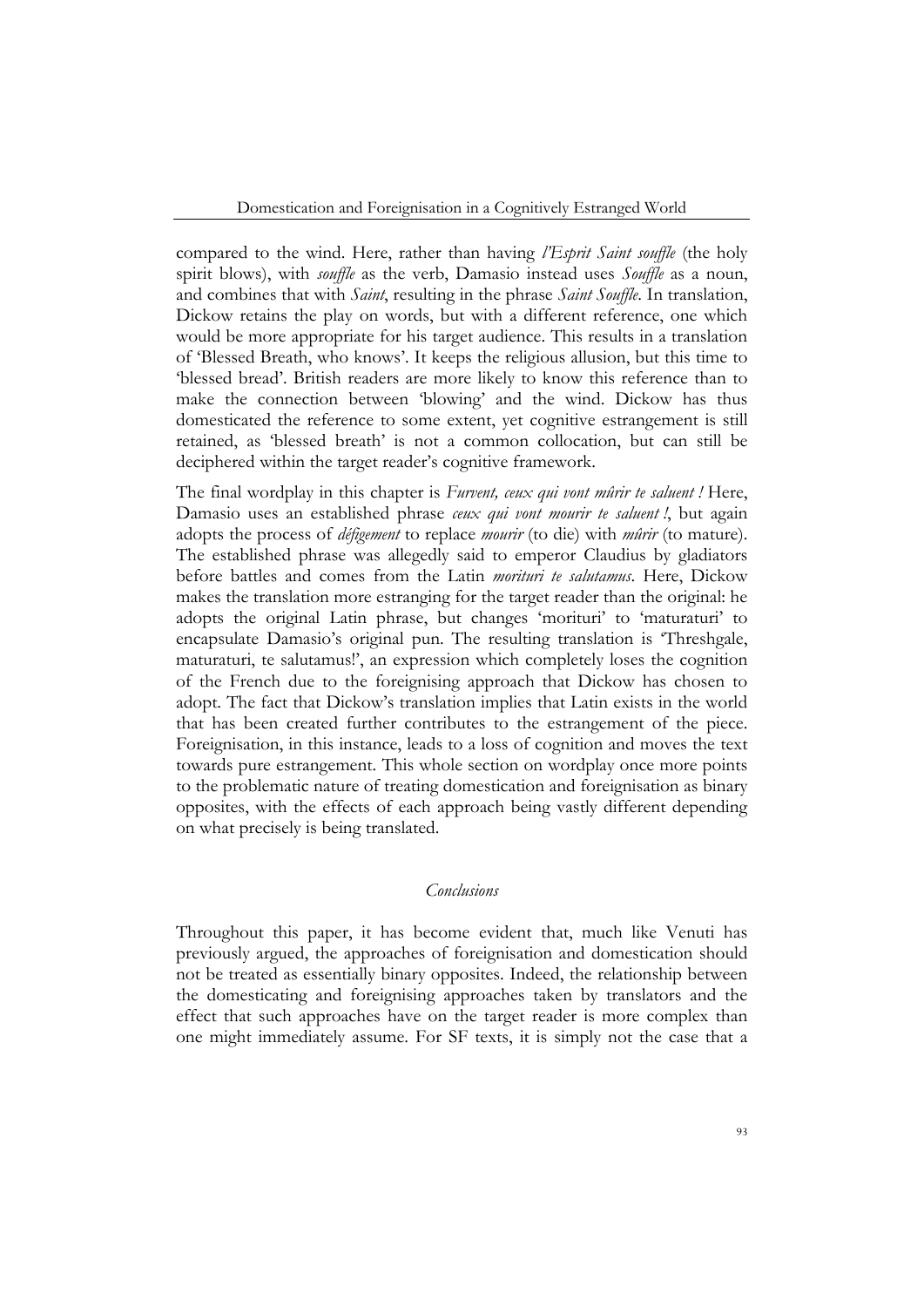compared to the wind. Here, rather than having *l'Esprit Saint souffle* (the holy spirit blows), with *souffle* as the verb, Damasio instead uses *Souffle* as a noun, and combines that with *Saint*, resulting in the phrase *Saint Souffle*. In translation, Dickow retains the play on words, but with a different reference, one which would be more appropriate for his target audience. This results in a translation of 'Blessed Breath, who knows'. It keeps the religious allusion, but this time to 'blessed bread'. British readers are more likely to know this reference than to make the connection between 'blowing' and the wind. Dickow has thus domesticated the reference to some extent, yet cognitive estrangement is still retained, as 'blessed breath' is not a common collocation, but can still be deciphered within the target reader's cognitive framework.

The final wordplay in this chapter is *Furvent, ceux qui vont mûrir te saluent !* Here, Damasio uses an established phrase *ceux qui vont mourir te saluent !*, but again adopts the process of *défigement* to replace *mourir* (to die) with *mûrir* (to mature). The established phrase was allegedly said to emperor Claudius by gladiators before battles and comes from the Latin *morituri te salutamus*. Here, Dickow makes the translation more estranging for the target reader than the original: he adopts the original Latin phrase, but changes 'morituri' to 'maturaturi' to encapsulate Damasio's original pun. The resulting translation is 'Threshgale, maturaturi, te salutamus!', an expression which completely loses the cognition of the French due to the foreignising approach that Dickow has chosen to adopt. The fact that Dickow's translation implies that Latin exists in the world that has been created further contributes to the estrangement of the piece. Foreignisation, in this instance, leads to a loss of cognition and moves the text towards pure estrangement. This whole section on wordplay once more points to the problematic nature of treating domestication and foreignisation as binary opposites, with the effects of each approach being vastly different depending on what precisely is being translated.

## *Conclusions*

Throughout this paper, it has become evident that, much like Venuti has previously argued, the approaches of foreignisation and domestication should not be treated as essentially binary opposites. Indeed, the relationship between the domesticating and foreignising approaches taken by translators and the effect that such approaches have on the target reader is more complex than one might immediately assume. For SF texts, it is simply not the case that a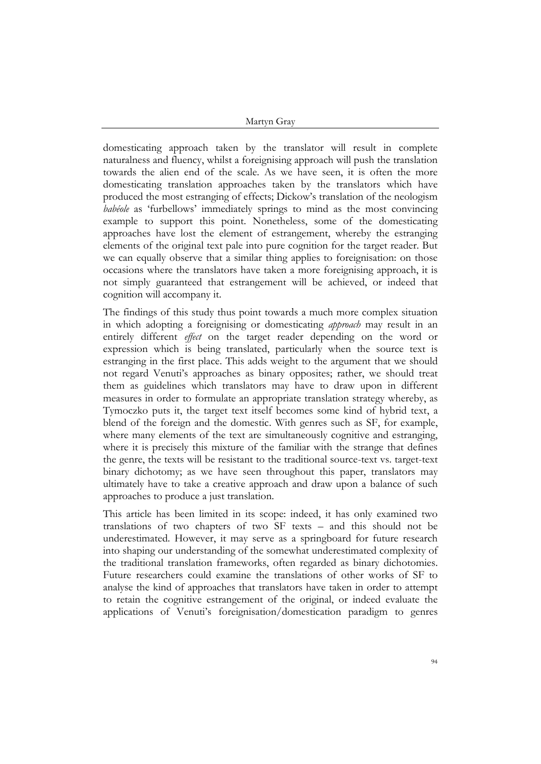domesticating approach taken by the translator will result in complete naturalness and fluency, whilst a foreignising approach will push the translation towards the alien end of the scale. As we have seen, it is often the more domesticating translation approaches taken by the translators which have produced the most estranging of effects; Dickow's translation of the neologism *babéole* as 'furbellows' immediately springs to mind as the most convincing example to support this point. Nonetheless, some of the domesticating approaches have lost the element of estrangement, whereby the estranging elements of the original text pale into pure cognition for the target reader. But we can equally observe that a similar thing applies to foreignisation: on those occasions where the translators have taken a more foreignising approach, it is not simply guaranteed that estrangement will be achieved, or indeed that cognition will accompany it.

The findings of this study thus point towards a much more complex situation in which adopting a foreignising or domesticating *approach* may result in an entirely different *effect* on the target reader depending on the word or expression which is being translated, particularly when the source text is estranging in the first place. This adds weight to the argument that we should not regard Venuti's approaches as binary opposites; rather, we should treat them as guidelines which translators may have to draw upon in different measures in order to formulate an appropriate translation strategy whereby, as Tymoczko puts it, the target text itself becomes some kind of hybrid text, a blend of the foreign and the domestic. With genres such as SF, for example, where many elements of the text are simultaneously cognitive and estranging, where it is precisely this mixture of the familiar with the strange that defines the genre, the texts will be resistant to the traditional source-text vs. target-text binary dichotomy; as we have seen throughout this paper, translators may ultimately have to take a creative approach and draw upon a balance of such approaches to produce a just translation.

This article has been limited in its scope: indeed, it has only examined two translations of two chapters of two SF texts – and this should not be underestimated. However, it may serve as a springboard for future research into shaping our understanding of the somewhat underestimated complexity of the traditional translation frameworks, often regarded as binary dichotomies. Future researchers could examine the translations of other works of SF to analyse the kind of approaches that translators have taken in order to attempt to retain the cognitive estrangement of the original, or indeed evaluate the applications of Venuti's foreignisation/domestication paradigm to genres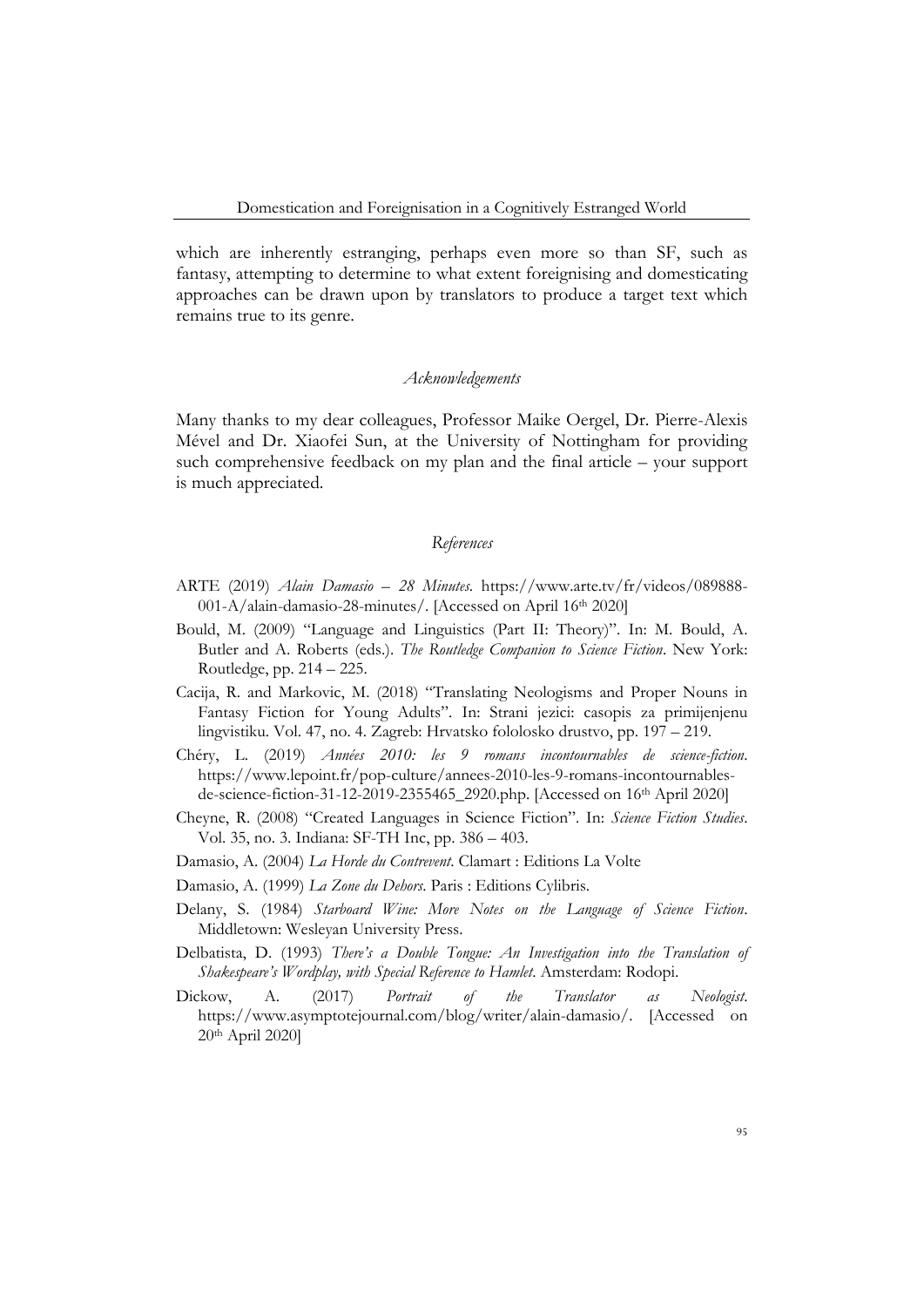which are inherently estranging, perhaps even more so than SF, such as fantasy, attempting to determine to what extent foreignising and domesticating approaches can be drawn upon by translators to produce a target text which remains true to its genre.

## *Acknowledgements*

Many thanks to my dear colleagues, Professor Maike Oergel, Dr. Pierre-Alexis Mével and Dr. Xiaofei Sun, at the University of Nottingham for providing such comprehensive feedback on my plan and the final article – your support is much appreciated.

## *References*

ARTE (2019) *Alain Damasio – 28 Minutes*. https://www.arte.tv/fr/videos/089888-001-A/alain-damasio-28-minutes/. [Accessed on April 16th 2020]

Bould, M. (2009) "Language and Linguistics (Part II: Theory)". In: M. Bould, A. Butler and A. Roberts (eds.). *The Routledge Companion to Science Fiction*. New York: Routledge, pp. 214 – 225.

Cacija, R. and Markovic, M. (2018) "Translating Neologisms and Proper Nouns in Fantasy Fiction for Young Adults". In: Strani jezici: casopis za primijenjenu lingvistiku. Vol. 47, no. 4. Zagreb: Hrvatsko fololosko drustvo, pp. 197 – 219.

Chéry, L. (2019) *Années 2010: les 9 romans incontournables de science-fiction*. https://www.lepoint.fr/pop-culture/annees-2010-les-9-romans-incontournables-de-science-fiction-31-12-2019-2355465_2920.php. [Accessed on 16th April 2020]

Cheyne, R. (2008) "Created Languages in Science Fiction". In: *Science Fiction Studies*. Vol. 35, no. 3. Indiana: SF-TH Inc, pp. 386 – 403.

Damasio, A. (2004) *La Horde du Contrevent*. Clamart : Editions La Volte

Damasio, A. (1999) *La Zone du Dehors*. Paris : Editions Cylibris.

Delany, S. (1984) *Starboard Wine: More Notes on the Language of Science Fiction*. Middletown: Wesleyan University Press.

Delbatista, D. (1993) *There's a Double Tongue: An Investigation into the Translation of Shakespeare's Wordplay, with Special Reference to Hamlet*. Amsterdam: Rodopi.

Dickow, A. (2017) *Portrait of the Translator as Neologist*. https://www.asymptotejournal.com/blog/writer/alain-damasio/. [Accessed on 20th April 2020]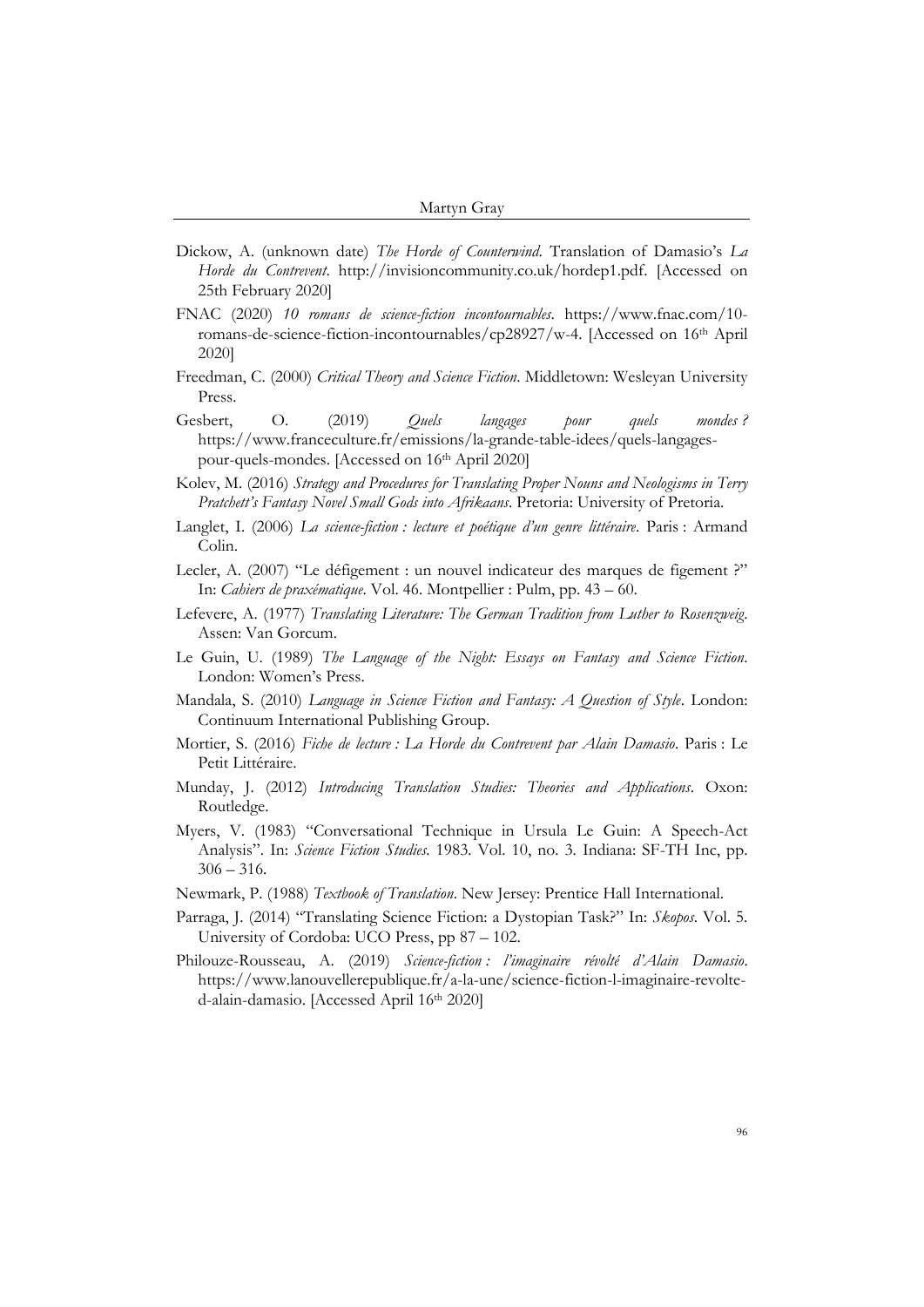Dickow, A. (unknown date) *The Horde of Counterwind*. Translation of Damasio's *La Horde du Contrevent*. http://invisioncommunity.co.uk/hordep1.pdf. [Accessed on 25th February 2020]

FNAC (2020) *10 romans de science-fiction incontournables*. https://www.fnac.com/10-romans-de-science-fiction-incontournables/cp28927/w-4. [Accessed on 16th April 2020]

Freedman, C. (2000) *Critical Theory and Science Fiction*. Middletown: Wesleyan University Press.

Gesbert, O. (2019) *Quels langages pour quels mondes ?* https://www.franceculture.fr/emissions/la-grande-table-idees/quels-langages-pour-quels-mondes. [Accessed on 16th April 2020]

Kolev, M. (2016) *Strategy and Procedures for Translating Proper Nouns and Neologisms in Terry Pratchett's Fantasy Novel Small Gods into Afrikaans*. Pretoria: University of Pretoria.

Langlet, I. (2006) *La science-fiction : lecture et poétique d'un genre littéraire*. Paris : Armand Colin.

Lecler, A. (2007) "Le défigement : un nouvel indicateur des marques de figement ?" In: *Cahiers de praxématique*. Vol. 46. Montpellier : Pulm, pp. 43 – 60.

Lefevere, A. (1977) *Translating Literature: The German Tradition from Luther to Rosenzweig*. Assen: Van Gorcum.

Le Guin, U. (1989) *The Language of the Night: Essays on Fantasy and Science Fiction*. London: Women's Press.

Mandala, S. (2010) *Language in Science Fiction and Fantasy: A Question of Style*. London: Continuum International Publishing Group.

Mortier, S. (2016) *Fiche de lecture : La Horde du Contrevent par Alain Damasio*. Paris : Le Petit Littéraire.

Munday, J. (2012) *Introducing Translation Studies: Theories and Applications*. Oxon: Routledge.

Myers, V. (1983) "Conversational Technique in Ursula Le Guin: A Speech-Act Analysis". In: *Science Fiction Studies*. 1983. Vol. 10, no. 3. Indiana: SF-TH Inc, pp. 306 – 316.

Newmark, P. (1988) *Textbook of Translation*. New Jersey: Prentice Hall International.

Parraga, J. (2014) "Translating Science Fiction: a Dystopian Task?" In: *Skopos*. Vol. 5. University of Cordoba: UCO Press, pp 87 – 102.

Philouze-Rousseau, A. (2019) *Science-fiction : l'imaginaire révolté d'Alain Damasio*. https://www.lanouvellerepublique.fr/a-la-une/science-fiction-l-imaginaire-revolte-d-alain-damasio. [Accessed April 16th 2020]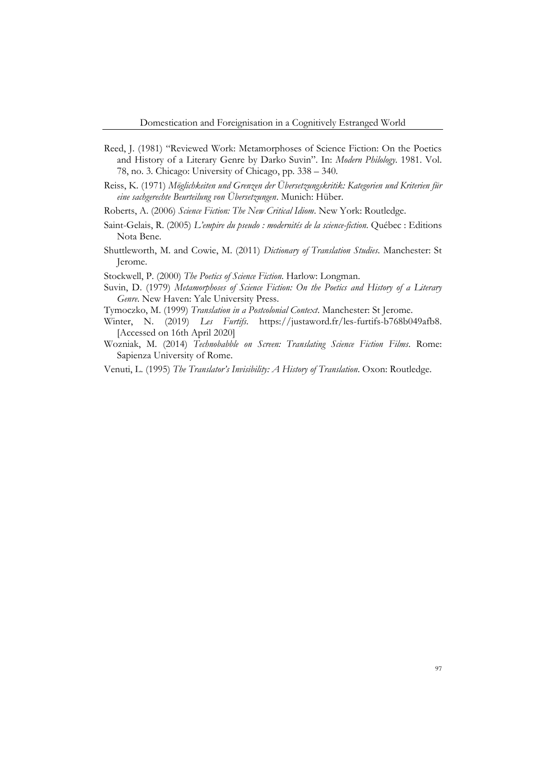Reed, J. (1981) "Reviewed Work: Metamorphoses of Science Fiction: On the Poetics and History of a Literary Genre by Darko Suvin". In: *Modern Philology*. 1981. Vol. 78, no. 3. Chicago: University of Chicago, pp. 338 – 340.

Reiss, K. (1971) *Möglichkeiten und Grenzen der Übersetzungskritik: Kategorien und Kriterien für eine sachgerechte Beurteilung von Übersetzungen*. Munich: Hüber.

Roberts, A. (2006) *Science Fiction: The New Critical Idiom*. New York: Routledge.

Saint-Gelais, R. (2005) *L'empire du pseudo : modernités de la science-fiction*. Québec : Editions Nota Bene.

Shuttleworth, M. and Cowie, M. (2011) *Dictionary of Translation Studies*. Manchester: St Jerome.

Stockwell, P. (2000) *The Poetics of Science Fiction*. Harlow: Longman.

Suvin, D. (1979) *Metamorphoses of Science Fiction: On the Poetics and History of a Literary Genre*. New Haven: Yale University Press.

Tymoczko, M. (1999) *Translation in a Postcolonial Context*. Manchester: St Jerome.

Winter, N. (2019) *Les Furtifs*. https://justaword.fr/les-furtifs-b768b049afb8. [Accessed on 16th April 2020]

Wozniak, M. (2014) *Technobabble on Screen: Translating Science Fiction Films*. Rome: Sapienza University of Rome.

Venuti, L. (1995) *The Translator's Invisibility: A History of Translation*. Oxon: Routledge.